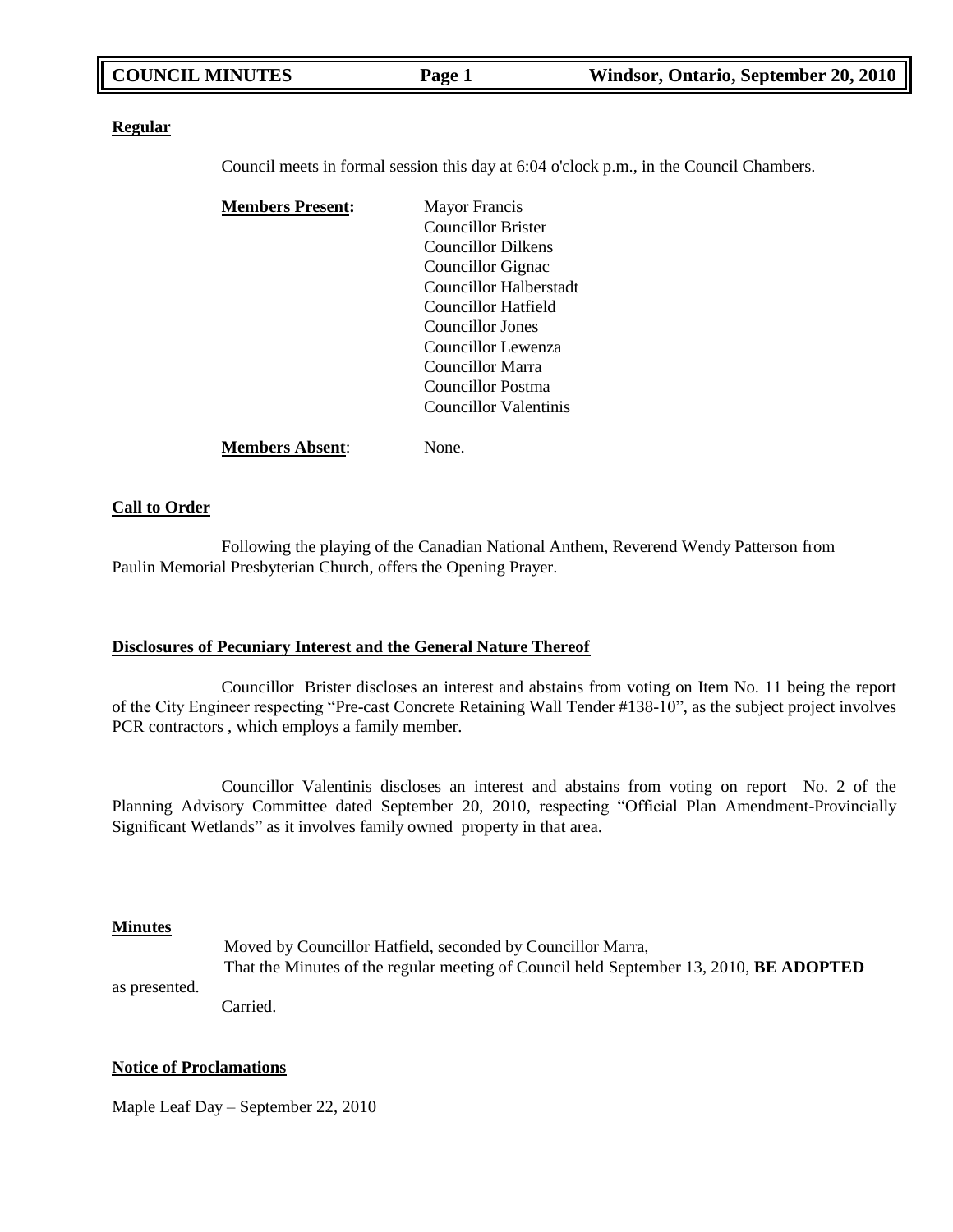## Regular

Council meets in formal session this day at 6:04 o'clock p.m., in the Council Chambers.

**Members Present:**
- Mayor Francis
- Councillor Brister
- Councillor Dilkens
- Councillor Gignac
- Councillor Halberstadt
- Councillor Hatfield
- Councillor Jones
- Councillor Lewenza
- Councillor Marra
- Councillor Postma
- Councillor Valentinis

**Members Absent**: None.

## Call to Order

Following the playing of the Canadian National Anthem, Reverend Wendy Patterson from Paulin Memorial Presbyterian Church, offers the Opening Prayer.

## Disclosures of Pecuniary Interest and the General Nature Thereof

Councillor Brister discloses an interest and abstains from voting on Item No. 11 being the report of the City Engineer respecting "Pre-cast Concrete Retaining Wall Tender #138-10", as the subject project involves PCR contractors , which employs a family member.

Councillor Valentinis discloses an interest and abstains from voting on report No. 2 of the Planning Advisory Committee dated September 20, 2010, respecting "Official Plan Amendment-Provincially Significant Wetlands" as it involves family owned property in that area.

## Minutes

Moved by Councillor Hatfield, seconded by Councillor Marra,
That the Minutes of the regular meeting of Council held September 13, 2010, **BE ADOPTED** as presented.
Carried.

## Notice of Proclamations

Maple Leaf Day – September 22, 2010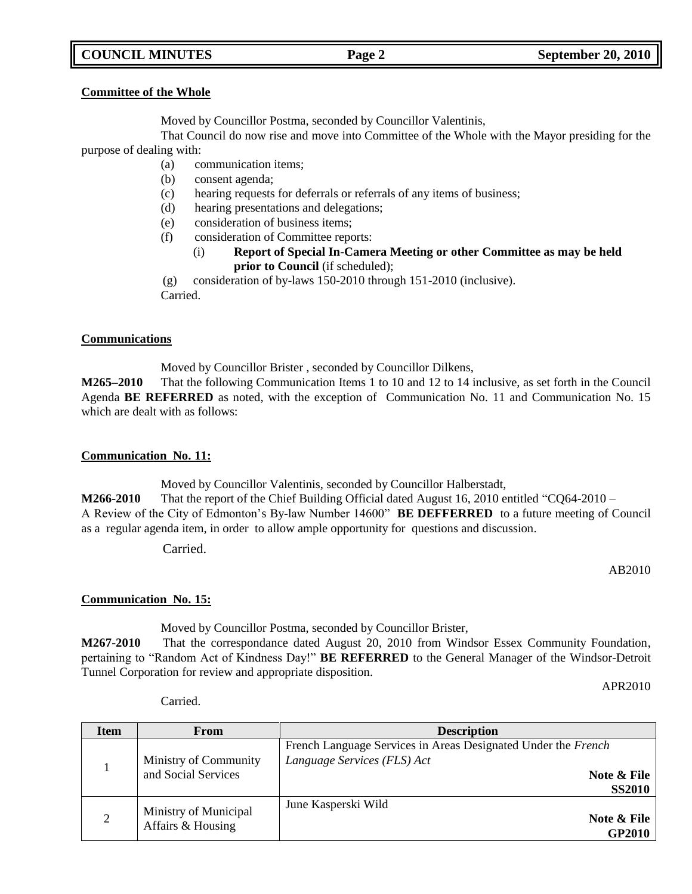**Committee of the Whole**

Moved by Councillor Postma, seconded by Councillor Valentinis,

That Council do now rise and move into Committee of the Whole with the Mayor presiding for the purpose of dealing with:

(a) communication items;
(b) consent agenda;
(c) hearing requests for deferrals or referrals of any items of business;
(d) hearing presentations and delegations;
(e) consideration of business items;
(f) consideration of Committee reports:
    (i) **Report of Special In-Camera Meeting or other Committee as may be held prior to Council** (if scheduled);
(g) consideration of by-laws 150-2010 through 151-2010 (inclusive).

Carried.

**Communications**

Moved by Councillor Brister , seconded by Councillor Dilkens,

**M265–2010** That the following Communication Items 1 to 10 and 12 to 14 inclusive, as set forth in the Council Agenda **BE REFERRED** as noted, with the exception of Communication No. 11 and Communication No. 15 which are dealt with as follows:

**Communication No. 11:**

Moved by Councillor Valentinis, seconded by Councillor Halberstadt,

**M266-2010** That the report of the Chief Building Official dated August 16, 2010 entitled "CQ64-2010 – A Review of the City of Edmonton's By-law Number 14600" **BE DEFFERRED** to a future meeting of Council as a regular agenda item, in order to allow ample opportunity for questions and discussion.

Carried.

AB2010

**Communication No. 15:**

Moved by Councillor Postma, seconded by Councillor Brister,

**M267-2010** That the correspondance dated August 20, 2010 from Windsor Essex Community Foundation, pertaining to "Random Act of Kindness Day!" **BE REFERRED** to the General Manager of the Windsor-Detroit Tunnel Corporation for review and appropriate disposition.

APR2010

Carried.

| Item | From | Description |
|---|---|---|
| 1 | Ministry of Community and Social Services | French Language Services in Areas Designated Under the *French Language Services (FLS) Act* **Note & File** **SS2010** |
| 2 | Ministry of Municipal Affairs & Housing | June Kasperski Wild **Note & File** **GP2010** |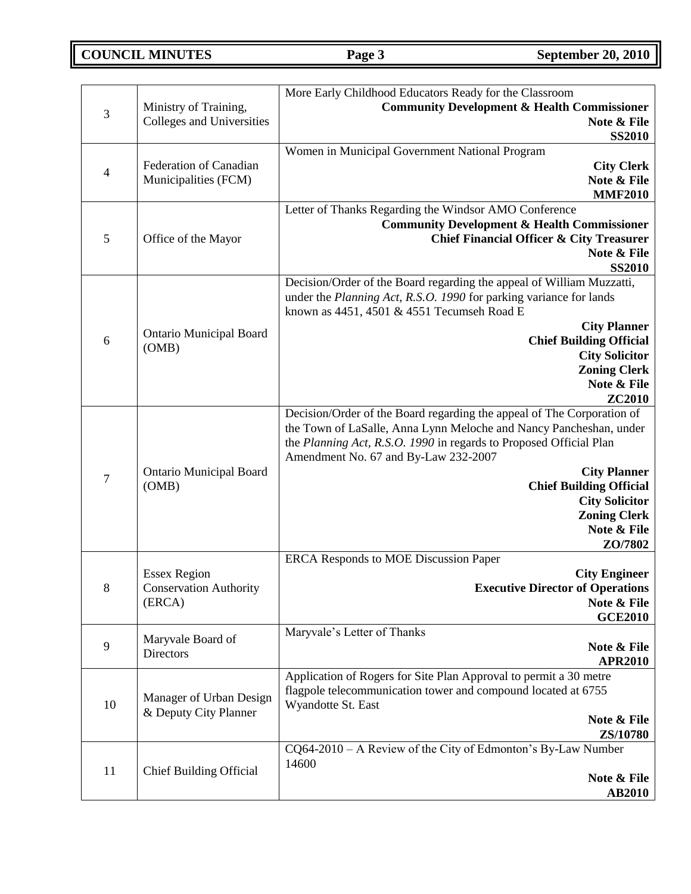| | | |
|---|---|---|
| 3 | Ministry of Training, Colleges and Universities | More Early Childhood Educators Ready for the Classroom<br>**Community Development & Health Commissioner**<br>**Note & File**<br>**SS2010** |
| 4 | Federation of Canadian Municipalities (FCM) | Women in Municipal Government National Program<br>**City Clerk**<br>**Note & File**<br>**MMF2010** |
| 5 | Office of the Mayor | Letter of Thanks Regarding the Windsor AMO Conference<br>**Community Development & Health Commissioner**<br>**Chief Financial Officer & City Treasurer**<br>**Note & File**<br>**SS2010** |
| 6 | Ontario Municipal Board (OMB) | Decision/Order of the Board regarding the appeal of William Muzzatti, under the *Planning Act, R.S.O. 1990* for parking variance for lands known as 4451, 4501 & 4551 Tecumseh Road E<br>**City Planner**<br>**Chief Building Official**<br>**City Solicitor**<br>**Zoning Clerk**<br>**Note & File**<br>**ZC2010** |
| 7 | Ontario Municipal Board (OMB) | Decision/Order of the Board regarding the appeal of The Corporation of the Town of LaSalle, Anna Lynn Meloche and Nancy Pancheshan, under the *Planning Act, R.S.O. 1990* in regards to Proposed Official Plan Amendment No. 67 and By-Law 232-2007<br>**City Planner**<br>**Chief Building Official**<br>**City Solicitor**<br>**Zoning Clerk**<br>**Note & File**<br>**ZO/7802** |
| 8 | Essex Region Conservation Authority (ERCA) | ERCA Responds to MOE Discussion Paper<br>**City Engineer**<br>**Executive Director of Operations**<br>**Note & File**<br>**GCE2010** |
| 9 | Maryvale Board of Directors | Maryvale's Letter of Thanks<br>**Note & File**<br>**APR2010** |
| 10 | Manager of Urban Design & Deputy City Planner | Application of Rogers for Site Plan Approval to permit a 30 metre flagpole telecommunication tower and compound located at 6755 Wyandotte St. East<br>**Note & File**<br>**ZS/10780** |
| 11 | Chief Building Official | CQ64-2010 – A Review of the City of Edmonton's By-Law Number 14600<br>**Note & File**<br>**AB2010** |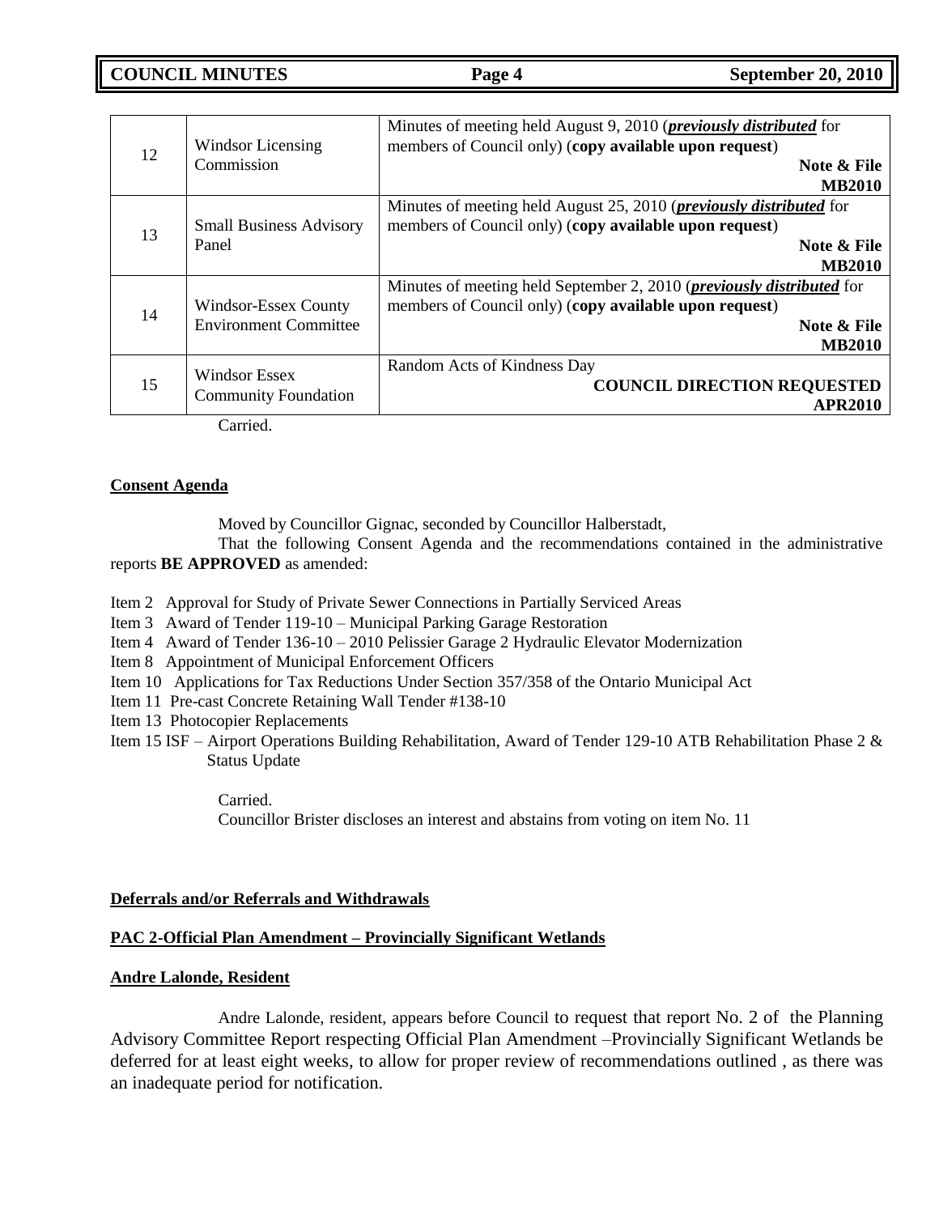| | | |
|---|---|---|
| 12 | Windsor Licensing Commission | Minutes of meeting held August 9, 2010 (***previously distributed*** for members of Council only) (**copy available upon request**) **Note & File** **MB2010** |
| 13 | Small Business Advisory Panel | Minutes of meeting held August 25, 2010 (***previously distributed*** for members of Council only) (**copy available upon request**) **Note & File** **MB2010** |
| 14 | Windsor-Essex County Environment Committee | Minutes of meeting held September 2, 2010 (***previously distributed*** for members of Council only) (**copy available upon request**) **Note & File** **MB2010** |
| 15 | Windsor Essex Community Foundation | Random Acts of Kindness Day **COUNCIL DIRECTION REQUESTED** **APR2010** |

Carried.

**Consent Agenda**

Moved by Councillor Gignac, seconded by Councillor Halberstadt,

That the following Consent Agenda and the recommendations contained in the administrative reports **BE APPROVED** as amended:

Item 2 Approval for Study of Private Sewer Connections in Partially Serviced Areas
Item 3 Award of Tender 119-10 – Municipal Parking Garage Restoration
Item 4 Award of Tender 136-10 – 2010 Pelissier Garage 2 Hydraulic Elevator Modernization
Item 8 Appointment of Municipal Enforcement Officers
Item 10 Applications for Tax Reductions Under Section 357/358 of the Ontario Municipal Act
Item 11 Pre-cast Concrete Retaining Wall Tender #138-10
Item 13 Photocopier Replacements
Item 15 ISF – Airport Operations Building Rehabilitation, Award of Tender 129-10 ATB Rehabilitation Phase 2 & Status Update

Carried.
Councillor Brister discloses an interest and abstains from voting on item No. 11

**Deferrals and/or Referrals and Withdrawals**

**PAC 2-Official Plan Amendment – Provincially Significant Wetlands**

**Andre Lalonde, Resident**

Andre Lalonde, resident, appears before Council to request that report No. 2 of the Planning Advisory Committee Report respecting Official Plan Amendment –Provincially Significant Wetlands be deferred for at least eight weeks, to allow for proper review of recommendations outlined , as there was an inadequate period for notification.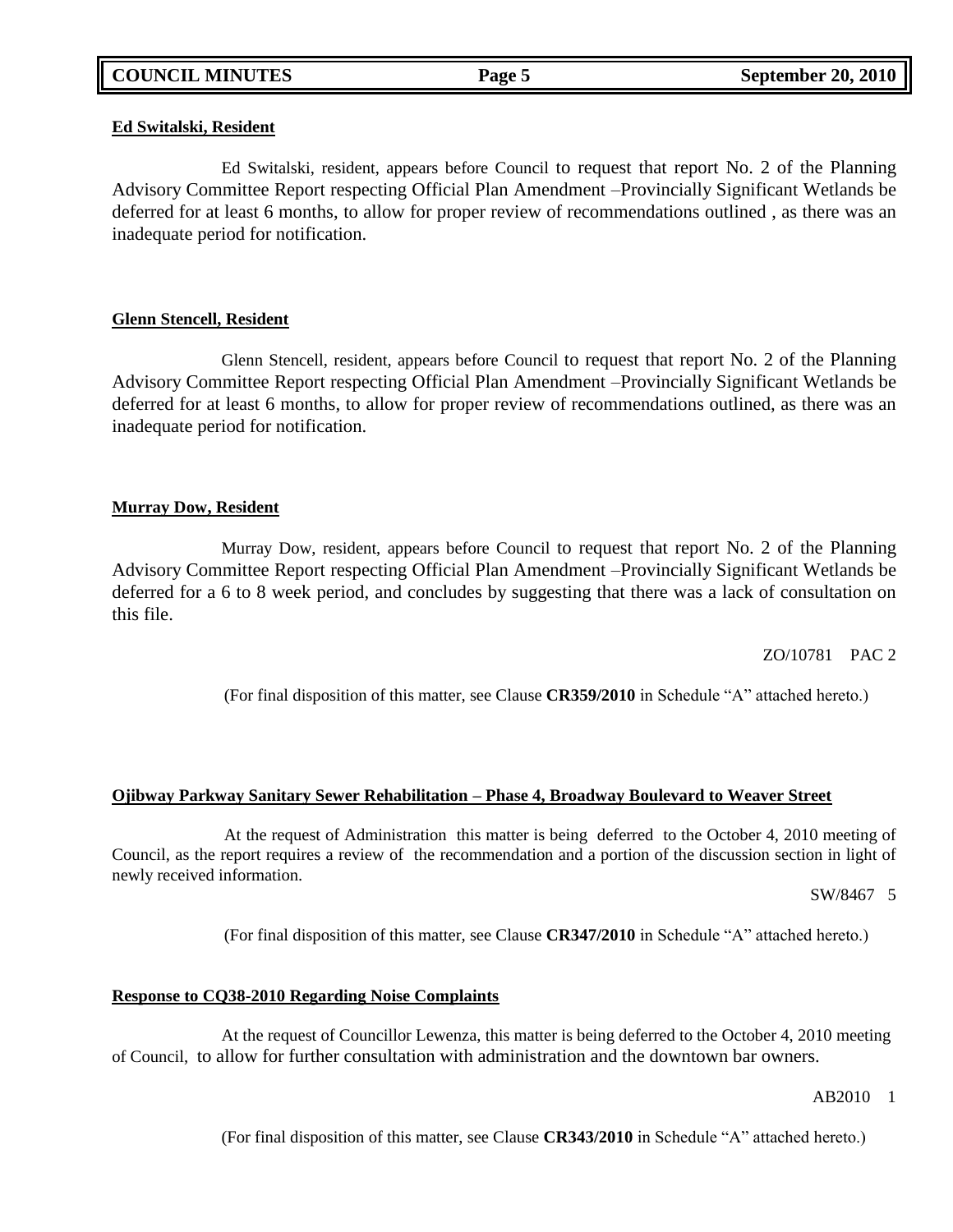**Ed Switalski, Resident**

Ed Switalski, resident, appears before Council to request that report No. 2 of the Planning Advisory Committee Report respecting Official Plan Amendment –Provincially Significant Wetlands be deferred for at least 6 months, to allow for proper review of recommendations outlined , as there was an inadequate period for notification.

**Glenn Stencell, Resident**

Glenn Stencell, resident, appears before Council to request that report No. 2 of the Planning Advisory Committee Report respecting Official Plan Amendment –Provincially Significant Wetlands be deferred for at least 6 months, to allow for proper review of recommendations outlined, as there was an inadequate period for notification.

**Murray Dow, Resident**

Murray Dow, resident, appears before Council to request that report No. 2 of the Planning Advisory Committee Report respecting Official Plan Amendment –Provincially Significant Wetlands be deferred for a 6 to 8 week period, and concludes by suggesting that there was a lack of consultation on this file.

ZO/10781 PAC 2

(For final disposition of this matter, see Clause **CR359/2010** in Schedule "A" attached hereto.)

**Ojibway Parkway Sanitary Sewer Rehabilitation – Phase 4, Broadway Boulevard to Weaver Street**

At the request of Administration this matter is being deferred to the October 4, 2010 meeting of Council, as the report requires a review of the recommendation and a portion of the discussion section in light of newly received information.

SW/8467 5

(For final disposition of this matter, see Clause **CR347/2010** in Schedule "A" attached hereto.)

**Response to CQ38-2010 Regarding Noise Complaints**

At the request of Councillor Lewenza, this matter is being deferred to the October 4, 2010 meeting of Council, to allow for further consultation with administration and the downtown bar owners.

AB2010 1

(For final disposition of this matter, see Clause **CR343/2010** in Schedule "A" attached hereto.)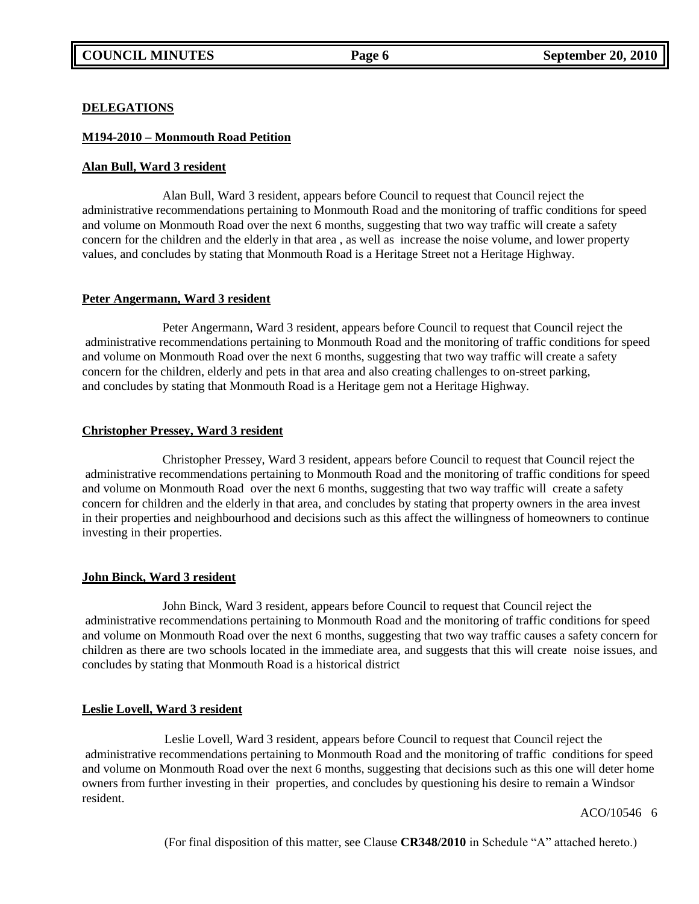**DELEGATIONS**

**M194-2010 – Monmouth Road Petition**

**Alan Bull, Ward 3 resident**

Alan Bull, Ward 3 resident, appears before Council to request that Council reject the administrative recommendations pertaining to Monmouth Road and the monitoring of traffic conditions for speed and volume on Monmouth Road over the next 6 months, suggesting that two way traffic will create a safety concern for the children and the elderly in that area , as well as increase the noise volume, and lower property values, and concludes by stating that Monmouth Road is a Heritage Street not a Heritage Highway.

**Peter Angermann, Ward 3 resident**

Peter Angermann, Ward 3 resident, appears before Council to request that Council reject the administrative recommendations pertaining to Monmouth Road and the monitoring of traffic conditions for speed and volume on Monmouth Road over the next 6 months, suggesting that two way traffic will create a safety concern for the children, elderly and pets in that area and also creating challenges to on-street parking, and concludes by stating that Monmouth Road is a Heritage gem not a Heritage Highway.

**Christopher Pressey, Ward 3 resident**

Christopher Pressey, Ward 3 resident, appears before Council to request that Council reject the administrative recommendations pertaining to Monmouth Road and the monitoring of traffic conditions for speed and volume on Monmouth Road over the next 6 months, suggesting that two way traffic will create a safety concern for children and the elderly in that area, and concludes by stating that property owners in the area invest in their properties and neighbourhood and decisions such as this affect the willingness of homeowners to continue investing in their properties.

**John Binck, Ward 3 resident**

John Binck, Ward 3 resident, appears before Council to request that Council reject the administrative recommendations pertaining to Monmouth Road and the monitoring of traffic conditions for speed and volume on Monmouth Road over the next 6 months, suggesting that two way traffic causes a safety concern for children as there are two schools located in the immediate area, and suggests that this will create noise issues, and concludes by stating that Monmouth Road is a historical district

**Leslie Lovell, Ward 3 resident**

Leslie Lovell, Ward 3 resident, appears before Council to request that Council reject the administrative recommendations pertaining to Monmouth Road and the monitoring of traffic conditions for speed and volume on Monmouth Road over the next 6 months, suggesting that decisions such as this one will deter home owners from further investing in their properties, and concludes by questioning his desire to remain a Windsor resident.

ACO/10546 6

(For final disposition of this matter, see Clause **CR348/2010** in Schedule "A" attached hereto.)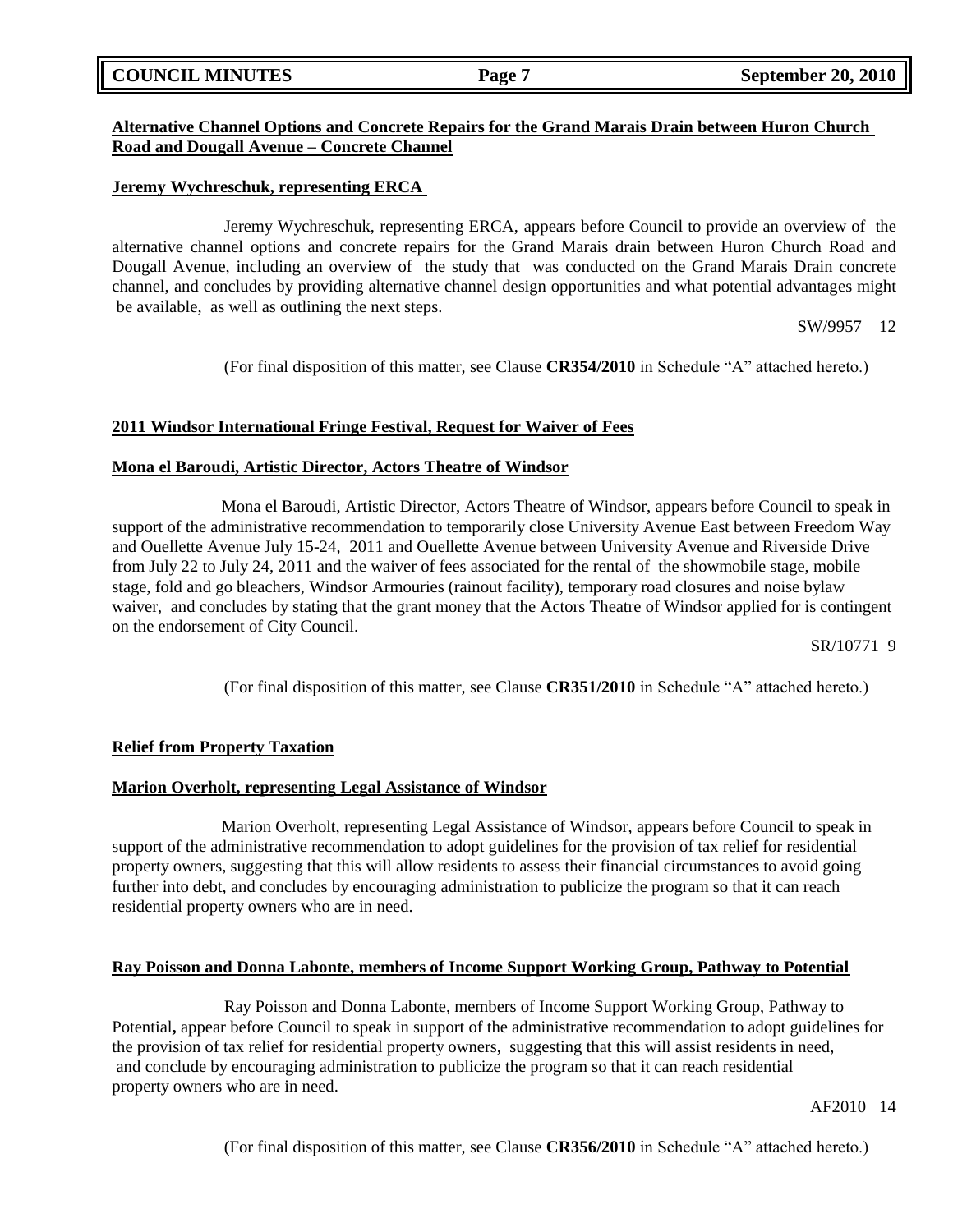**Alternative Channel Options and Concrete Repairs for the Grand Marais Drain between Huron Church Road and Dougall Avenue – Concrete Channel**

**Jeremy Wychreschuk, representing ERCA**

Jeremy Wychreschuk, representing ERCA, appears before Council to provide an overview of the alternative channel options and concrete repairs for the Grand Marais drain between Huron Church Road and Dougall Avenue, including an overview of the study that was conducted on the Grand Marais Drain concrete channel, and concludes by providing alternative channel design opportunities and what potential advantages might be available, as well as outlining the next steps.

SW/9957 12

(For final disposition of this matter, see Clause **CR354/2010** in Schedule "A" attached hereto.)

**2011 Windsor International Fringe Festival, Request for Waiver of Fees**

**Mona el Baroudi, Artistic Director, Actors Theatre of Windsor**

Mona el Baroudi, Artistic Director, Actors Theatre of Windsor, appears before Council to speak in support of the administrative recommendation to temporarily close University Avenue East between Freedom Way and Ouellette Avenue July 15-24, 2011 and Ouellette Avenue between University Avenue and Riverside Drive from July 22 to July 24, 2011 and the waiver of fees associated for the rental of the showmobile stage, mobile stage, fold and go bleachers, Windsor Armouries (rainout facility), temporary road closures and noise bylaw waiver, and concludes by stating that the grant money that the Actors Theatre of Windsor applied for is contingent on the endorsement of City Council.

SR/10771 9

(For final disposition of this matter, see Clause **CR351/2010** in Schedule "A" attached hereto.)

**Relief from Property Taxation**

**Marion Overholt, representing Legal Assistance of Windsor**

Marion Overholt, representing Legal Assistance of Windsor, appears before Council to speak in support of the administrative recommendation to adopt guidelines for the provision of tax relief for residential property owners, suggesting that this will allow residents to assess their financial circumstances to avoid going further into debt, and concludes by encouraging administration to publicize the program so that it can reach residential property owners who are in need.

**Ray Poisson and Donna Labonte, members of Income Support Working Group, Pathway to Potential**

Ray Poisson and Donna Labonte, members of Income Support Working Group, Pathway to Potential**,** appear before Council to speak in support of the administrative recommendation to adopt guidelines for the provision of tax relief for residential property owners, suggesting that this will assist residents in need, and conclude by encouraging administration to publicize the program so that it can reach residential property owners who are in need.

AF2010 14

(For final disposition of this matter, see Clause **CR356/2010** in Schedule "A" attached hereto.)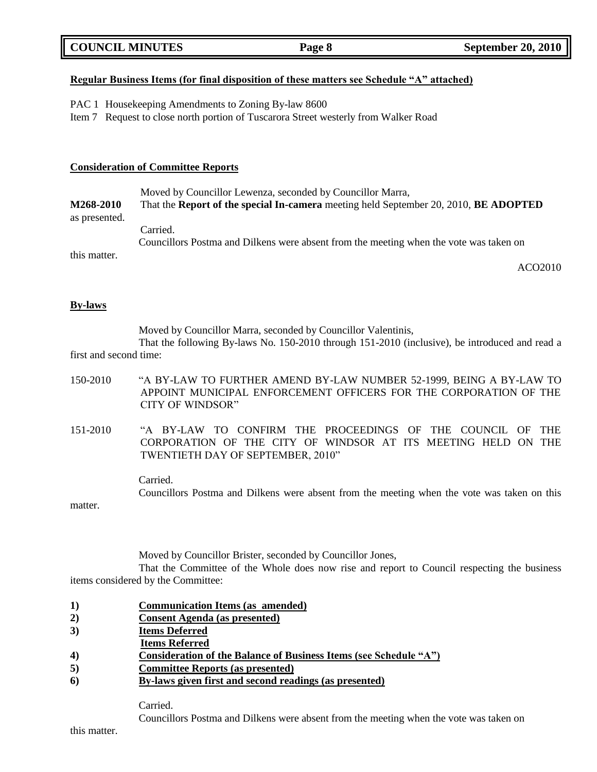**Regular Business Items (for final disposition of these matters see Schedule "A" attached)**

PAC 1 Housekeeping Amendments to Zoning By-law 8600

Item 7 Request to close north portion of Tuscarora Street westerly from Walker Road

**Consideration of Committee Reports**

Moved by Councillor Lewenza, seconded by Councillor Marra,

**M268-2010** That the **Report of the special In-camera** meeting held September 20, 2010, **BE ADOPTED** as presented.

Carried.

Councillors Postma and Dilkens were absent from the meeting when the vote was taken on this matter.

ACO2010

**By-laws**

Moved by Councillor Marra, seconded by Councillor Valentinis,

That the following By-laws No. 150-2010 through 151-2010 (inclusive), be introduced and read a first and second time:

150-2010 "A BY-LAW TO FURTHER AMEND BY-LAW NUMBER 52-1999, BEING A BY-LAW TO APPOINT MUNICIPAL ENFORCEMENT OFFICERS FOR THE CORPORATION OF THE CITY OF WINDSOR"

151-2010 "A BY-LAW TO CONFIRM THE PROCEEDINGS OF THE COUNCIL OF THE CORPORATION OF THE CITY OF WINDSOR AT ITS MEETING HELD ON THE TWENTIETH DAY OF SEPTEMBER, 2010"

Carried.

Councillors Postma and Dilkens were absent from the meeting when the vote was taken on this matter.

Moved by Councillor Brister, seconded by Councillor Jones,

That the Committee of the Whole does now rise and report to Council respecting the business items considered by the Committee:

1) **Communication Items (as amended)**
2) **Consent Agenda (as presented)**
3) **Items Deferred**
   **Items Referred**
4) **Consideration of the Balance of Business Items (see Schedule "A")**
5) **Committee Reports (as presented)**
6) **By-laws given first and second readings (as presented)**

Carried.

Councillors Postma and Dilkens were absent from the meeting when the vote was taken on this matter.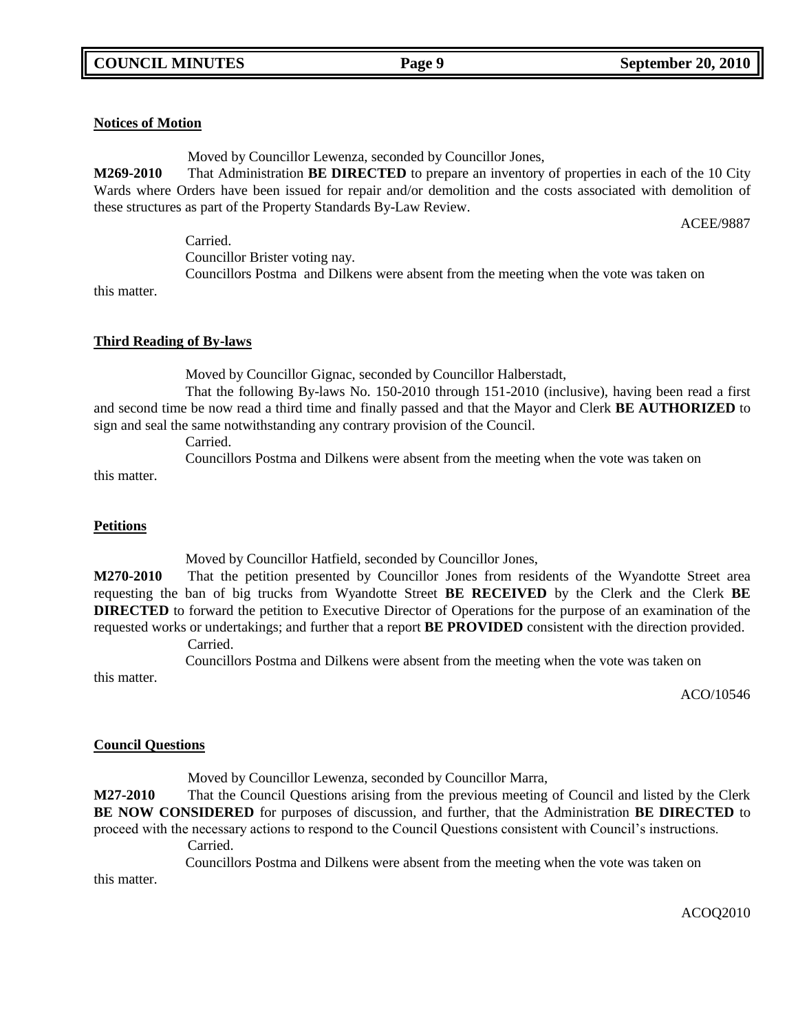**Notices of Motion**

Moved by Councillor Lewenza, seconded by Councillor Jones,

**M269-2010** That Administration **BE DIRECTED** to prepare an inventory of properties in each of the 10 City Wards where Orders have been issued for repair and/or demolition and the costs associated with demolition of these structures as part of the Property Standards By-Law Review.

ACEE/9887

Carried.

Councillor Brister voting nay.

Councillors Postma and Dilkens were absent from the meeting when the vote was taken on this matter.

**Third Reading of By-laws**

Moved by Councillor Gignac, seconded by Councillor Halberstadt,

That the following By-laws No. 150-2010 through 151-2010 (inclusive), having been read a first and second time be now read a third time and finally passed and that the Mayor and Clerk **BE AUTHORIZED** to sign and seal the same notwithstanding any contrary provision of the Council.

Carried.

Councillors Postma and Dilkens were absent from the meeting when the vote was taken on this matter.

**Petitions**

Moved by Councillor Hatfield, seconded by Councillor Jones,

**M270-2010** That the petition presented by Councillor Jones from residents of the Wyandotte Street area requesting the ban of big trucks from Wyandotte Street **BE RECEIVED** by the Clerk and the Clerk **BE DIRECTED** to forward the petition to Executive Director of Operations for the purpose of an examination of the requested works or undertakings; and further that a report **BE PROVIDED** consistent with the direction provided.

Carried.

Councillors Postma and Dilkens were absent from the meeting when the vote was taken on this matter.

ACO/10546

**Council Questions**

Moved by Councillor Lewenza, seconded by Councillor Marra,

**M27-2010** That the Council Questions arising from the previous meeting of Council and listed by the Clerk **BE NOW CONSIDERED** for purposes of discussion, and further, that the Administration **BE DIRECTED** to proceed with the necessary actions to respond to the Council Questions consistent with Council's instructions.

Carried.

Councillors Postma and Dilkens were absent from the meeting when the vote was taken on this matter.

ACOQ2010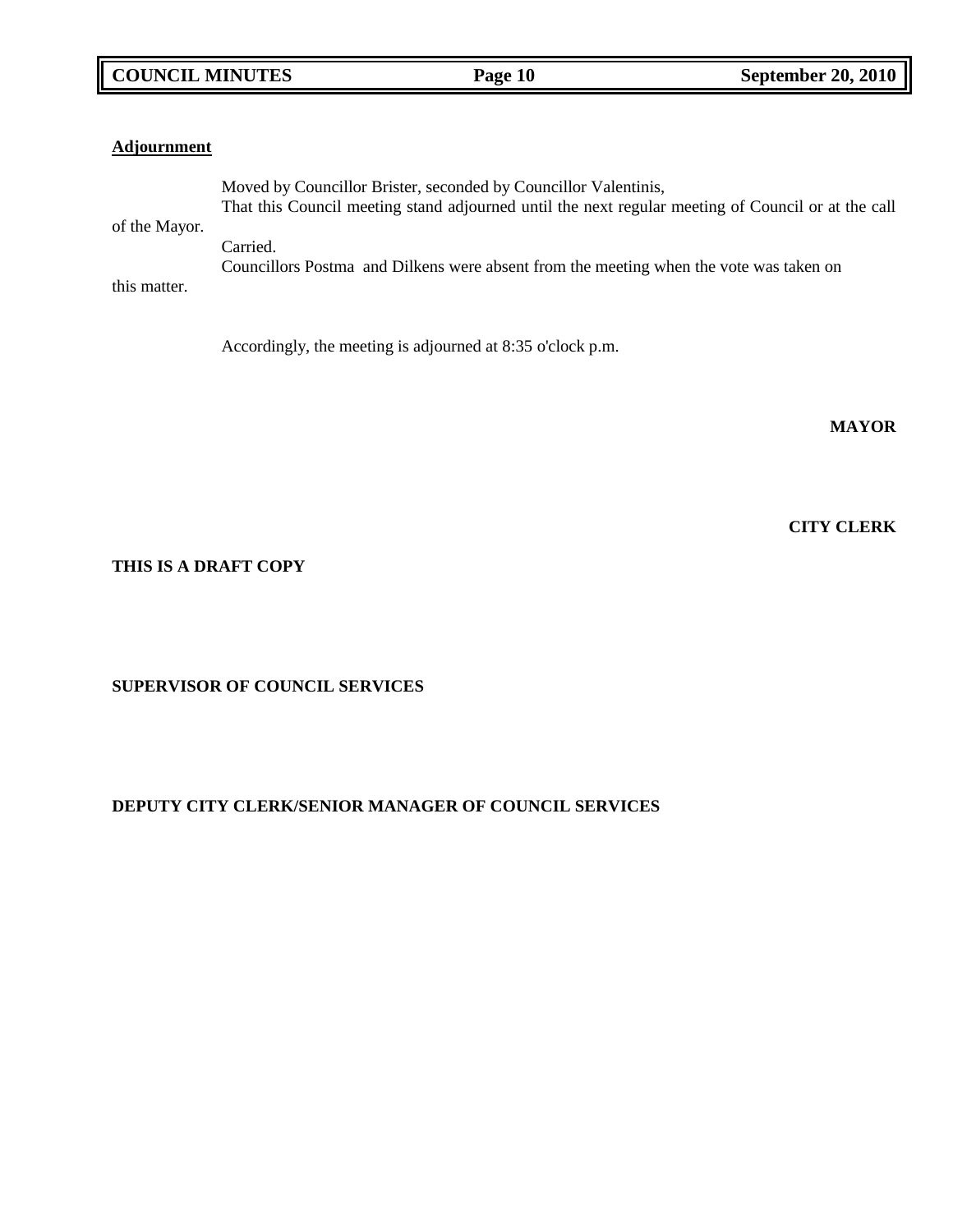**Adjournment**

Moved by Councillor Brister, seconded by Councillor Valentinis,
That this Council meeting stand adjourned until the next regular meeting of Council or at the call of the Mayor.
Carried.
Councillors Postma and Dilkens were absent from the meeting when the vote was taken on this matter.

Accordingly, the meeting is adjourned at 8:35 o'clock p.m.

**MAYOR**

**CITY CLERK**

**THIS IS A DRAFT COPY**

**SUPERVISOR OF COUNCIL SERVICES**

**DEPUTY CITY CLERK/SENIOR MANAGER OF COUNCIL SERVICES**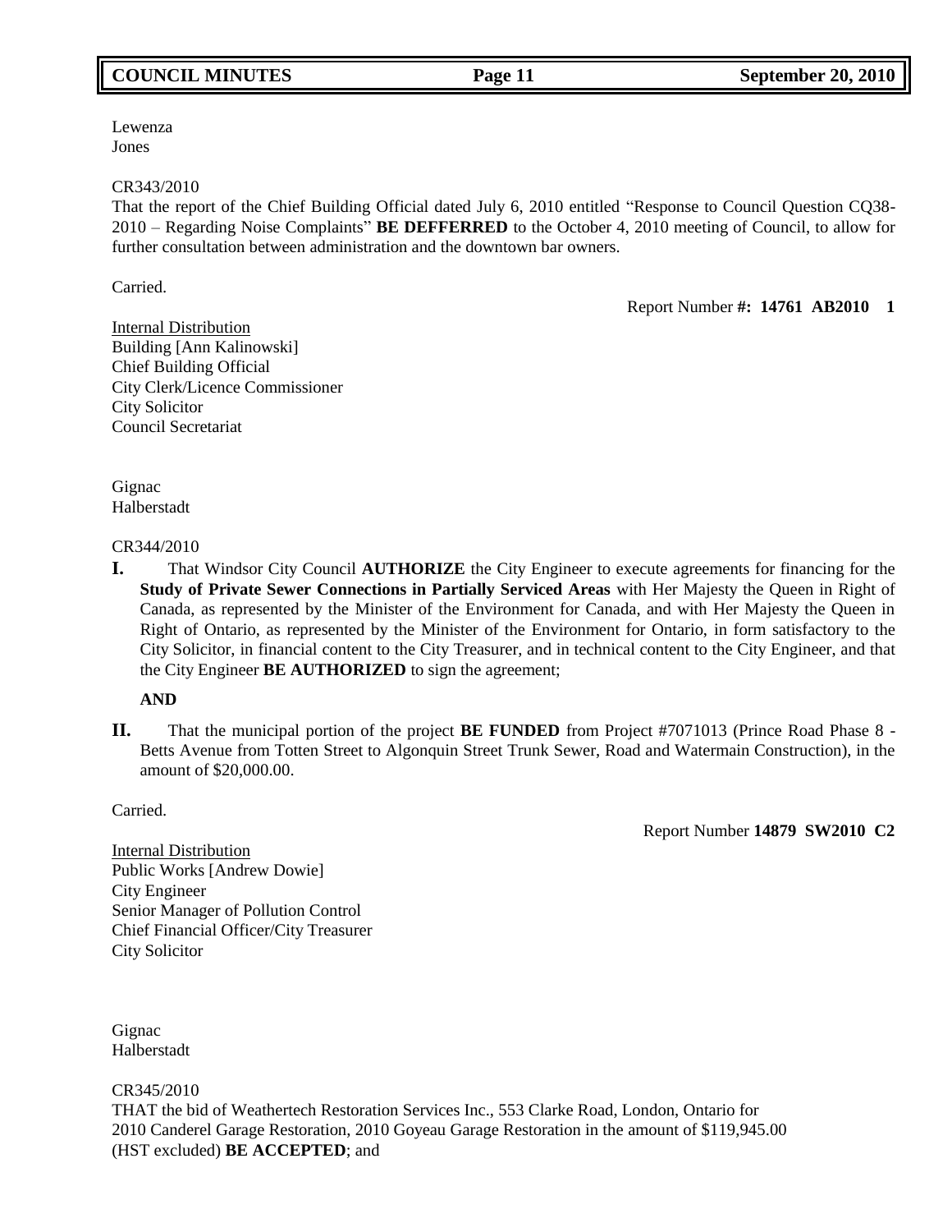Lewenza
Jones

CR343/2010
That the report of the Chief Building Official dated July 6, 2010 entitled "Response to Council Question CQ38-2010 – Regarding Noise Complaints" **BE DEFFERRED** to the October 4, 2010 meeting of Council, to allow for further consultation between administration and the downtown bar owners.

Carried.

Report Number **#: 14761 AB2010 1**

Internal Distribution
Building [Ann Kalinowski]
Chief Building Official
City Clerk/Licence Commissioner
City Solicitor
Council Secretariat

Gignac
Halberstadt

CR344/2010

**I.** That Windsor City Council **AUTHORIZE** the City Engineer to execute agreements for financing for the **Study of Private Sewer Connections in Partially Serviced Areas** with Her Majesty the Queen in Right of Canada, as represented by the Minister of the Environment for Canada, and with Her Majesty the Queen in Right of Ontario, as represented by the Minister of the Environment for Ontario, in form satisfactory to the City Solicitor, in financial content to the City Treasurer, and in technical content to the City Engineer, and that the City Engineer **BE AUTHORIZED** to sign the agreement;

**AND**

**II.** That the municipal portion of the project **BE FUNDED** from Project #7071013 (Prince Road Phase 8 - Betts Avenue from Totten Street to Algonquin Street Trunk Sewer, Road and Watermain Construction), in the amount of $20,000.00.

Carried.

Report Number **14879 SW2010 C2**

Internal Distribution
Public Works [Andrew Dowie]
City Engineer
Senior Manager of Pollution Control
Chief Financial Officer/City Treasurer
City Solicitor

Gignac
Halberstadt

CR345/2010
THAT the bid of Weathertech Restoration Services Inc., 553 Clarke Road, London, Ontario for 2010 Canderel Garage Restoration, 2010 Goyeau Garage Restoration in the amount of $119,945.00 (HST excluded) **BE ACCEPTED**; and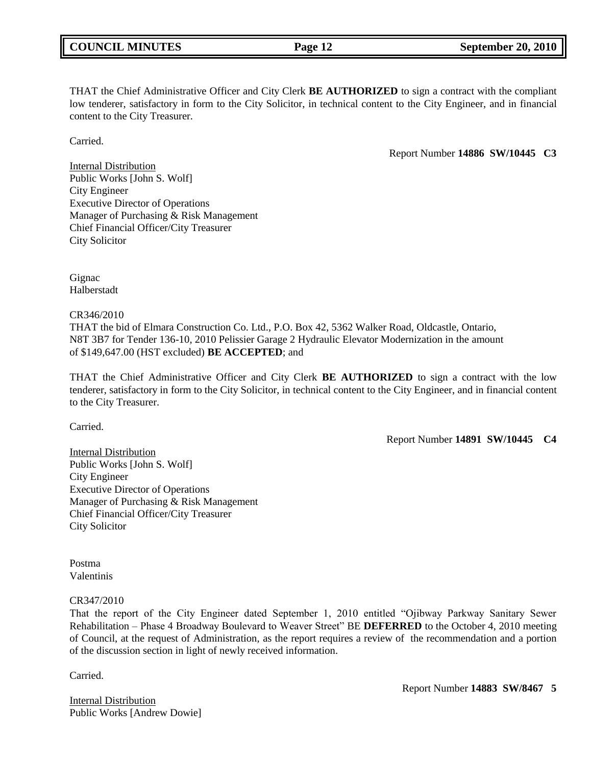THAT the Chief Administrative Officer and City Clerk **BE AUTHORIZED** to sign a contract with the compliant low tenderer, satisfactory in form to the City Solicitor, in technical content to the City Engineer, and in financial content to the City Treasurer.

Carried.

Report Number **14886 SW/10445 C3**

Internal Distribution
Public Works [John S. Wolf]
City Engineer
Executive Director of Operations
Manager of Purchasing & Risk Management
Chief Financial Officer/City Treasurer
City Solicitor

Gignac
Halberstadt

CR346/2010
THAT the bid of Elmara Construction Co. Ltd., P.O. Box 42, 5362 Walker Road, Oldcastle, Ontario, N8T 3B7 for Tender 136-10, 2010 Pelissier Garage 2 Hydraulic Elevator Modernization in the amount of $149,647.00 (HST excluded) **BE ACCEPTED**; and

THAT the Chief Administrative Officer and City Clerk **BE AUTHORIZED** to sign a contract with the low tenderer, satisfactory in form to the City Solicitor, in technical content to the City Engineer, and in financial content to the City Treasurer.

Carried.

Report Number **14891 SW/10445 C4**

Internal Distribution
Public Works [John S. Wolf]
City Engineer
Executive Director of Operations
Manager of Purchasing & Risk Management
Chief Financial Officer/City Treasurer
City Solicitor

Postma
Valentinis

CR347/2010
That the report of the City Engineer dated September 1, 2010 entitled "Ojibway Parkway Sanitary Sewer Rehabilitation – Phase 4 Broadway Boulevard to Weaver Street" BE **DEFERRED** to the October 4, 2010 meeting of Council, at the request of Administration, as the report requires a review of the recommendation and a portion of the discussion section in light of newly received information.

Carried.

Report Number **14883 SW/8467 5**

Internal Distribution
Public Works [Andrew Dowie]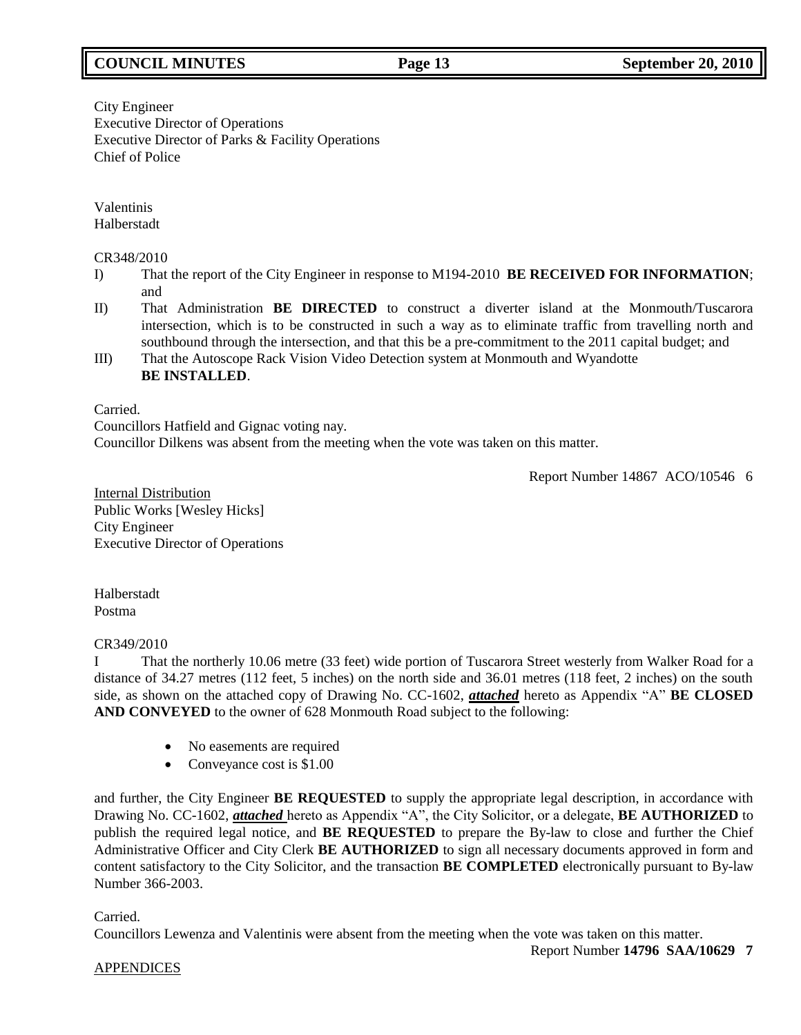City Engineer
Executive Director of Operations
Executive Director of Parks & Facility Operations
Chief of Police

Valentinis
Halberstadt

CR348/2010

I) That the report of the City Engineer in response to M194-2010 **BE RECEIVED FOR INFORMATION**; and

II) That Administration **BE DIRECTED** to construct a diverter island at the Monmouth/Tuscarora intersection, which is to be constructed in such a way as to eliminate traffic from travelling north and southbound through the intersection, and that this be a pre-commitment to the 2011 capital budget; and

III) That the Autoscope Rack Vision Video Detection system at Monmouth and Wyandotte **BE INSTALLED**.

Carried.
Councillors Hatfield and Gignac voting nay.
Councillor Dilkens was absent from the meeting when the vote was taken on this matter.

Report Number 14867 ACO/10546 6

Internal Distribution
Public Works [Wesley Hicks]
City Engineer
Executive Director of Operations

Halberstadt
Postma

CR349/2010

I That the northerly 10.06 metre (33 feet) wide portion of Tuscarora Street westerly from Walker Road for a distance of 34.27 metres (112 feet, 5 inches) on the north side and 36.01 metres (118 feet, 2 inches) on the south side, as shown on the attached copy of Drawing No. CC-1602, ***attached*** hereto as Appendix "A" **BE CLOSED AND CONVEYED** to the owner of 628 Monmouth Road subject to the following:

- No easements are required
- Conveyance cost is $1.00

and further, the City Engineer **BE REQUESTED** to supply the appropriate legal description, in accordance with Drawing No. CC-1602, ***attached*** hereto as Appendix "A", the City Solicitor, or a delegate, **BE AUTHORIZED** to publish the required legal notice, and **BE REQUESTED** to prepare the By-law to close and further the Chief Administrative Officer and City Clerk **BE AUTHORIZED** to sign all necessary documents approved in form and content satisfactory to the City Solicitor, and the transaction **BE COMPLETED** electronically pursuant to By-law Number 366-2003.

Carried.
Councillors Lewenza and Valentinis were absent from the meeting when the vote was taken on this matter.

Report Number **14796 SAA/10629 7**

APPENDICES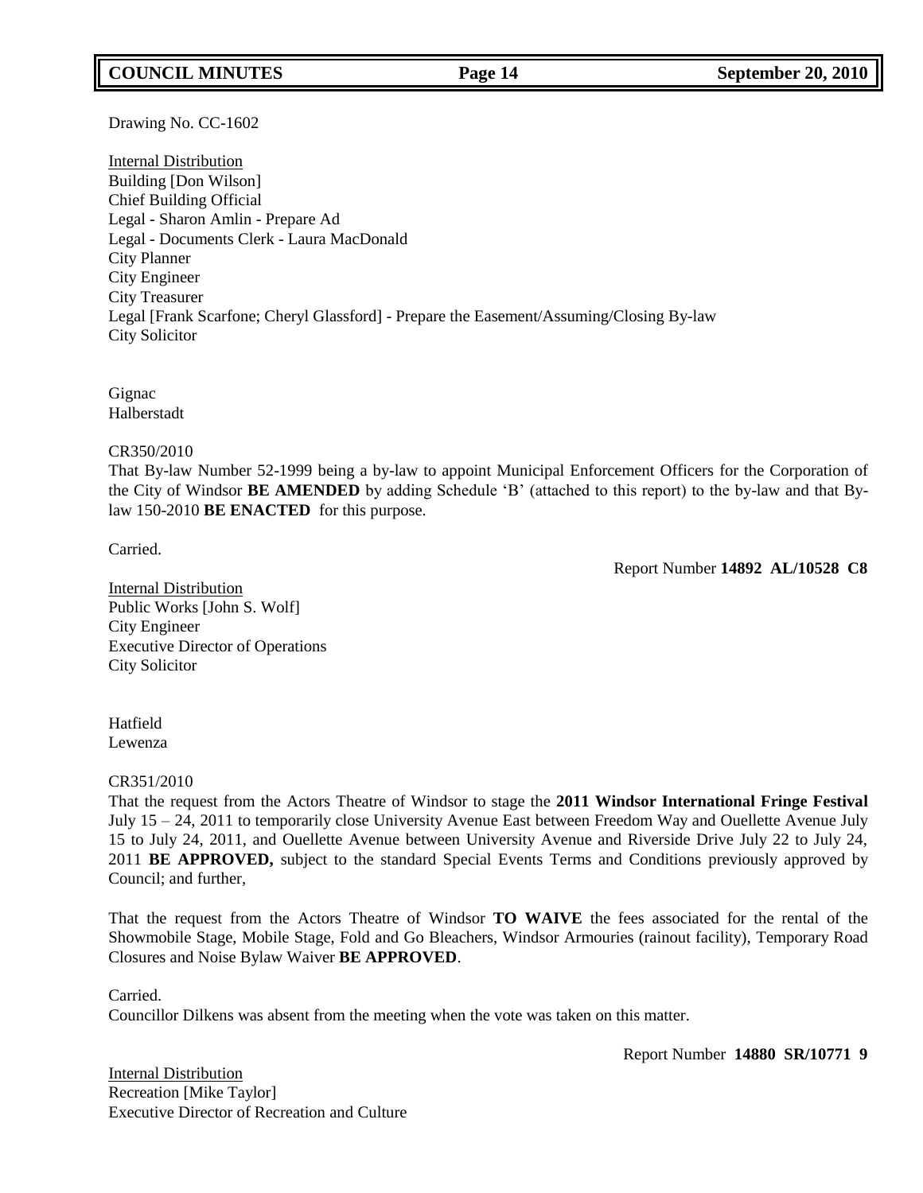Drawing No. CC-1602

Internal Distribution
Building [Don Wilson]
Chief Building Official
Legal - Sharon Amlin - Prepare Ad
Legal - Documents Clerk - Laura MacDonald
City Planner
City Engineer
City Treasurer
Legal [Frank Scarfone; Cheryl Glassford] - Prepare the Easement/Assuming/Closing By-law
City Solicitor

Gignac
Halberstadt

CR350/2010
That By-law Number 52-1999 being a by-law to appoint Municipal Enforcement Officers for the Corporation of the City of Windsor **BE AMENDED** by adding Schedule 'B' (attached to this report) to the by-law and that By-law 150-2010 **BE ENACTED** for this purpose.

Carried.

Report Number **14892 AL/10528 C8**

Internal Distribution
Public Works [John S. Wolf]
City Engineer
Executive Director of Operations
City Solicitor

Hatfield
Lewenza

CR351/2010
That the request from the Actors Theatre of Windsor to stage the **2011 Windsor International Fringe Festival** July 15 – 24, 2011 to temporarily close University Avenue East between Freedom Way and Ouellette Avenue July 15 to July 24, 2011, and Ouellette Avenue between University Avenue and Riverside Drive July 22 to July 24, 2011 **BE APPROVED,** subject to the standard Special Events Terms and Conditions previously approved by Council; and further,

That the request from the Actors Theatre of Windsor **TO WAIVE** the fees associated for the rental of the Showmobile Stage, Mobile Stage, Fold and Go Bleachers, Windsor Armouries (rainout facility), Temporary Road Closures and Noise Bylaw Waiver **BE APPROVED**.

Carried.
Councillor Dilkens was absent from the meeting when the vote was taken on this matter.

Report Number **14880 SR/10771 9**

Internal Distribution
Recreation [Mike Taylor]
Executive Director of Recreation and Culture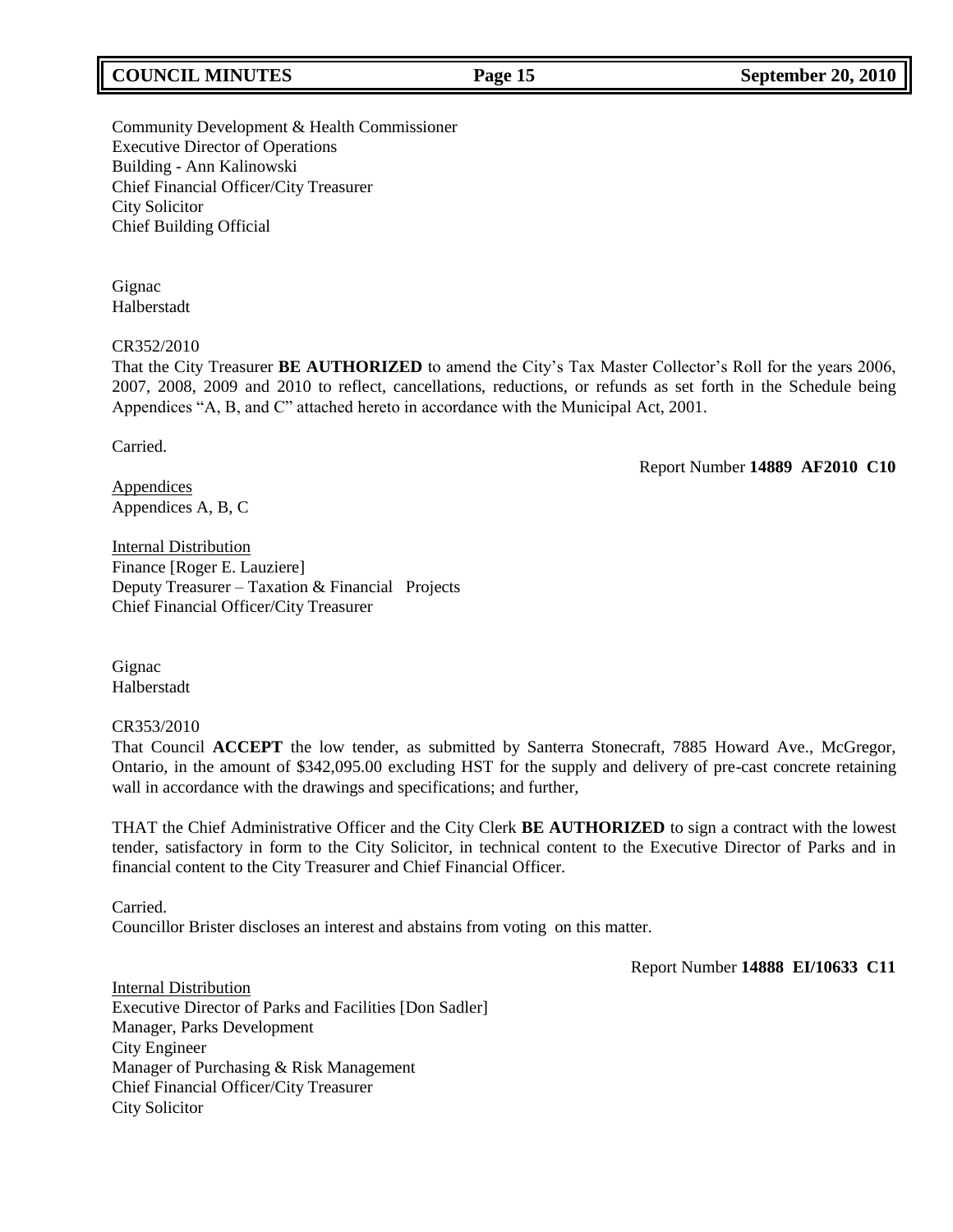Community Development & Health Commissioner
Executive Director of Operations
Building - Ann Kalinowski
Chief Financial Officer/City Treasurer
City Solicitor
Chief Building Official

Gignac
Halberstadt

CR352/2010
That the City Treasurer **BE AUTHORIZED** to amend the City's Tax Master Collector's Roll for the years 2006, 2007, 2008, 2009 and 2010 to reflect, cancellations, reductions, or refunds as set forth in the Schedule being Appendices "A, B, and C" attached hereto in accordance with the Municipal Act, 2001.

Carried.

Report Number **14889 AF2010 C10**

Appendices
Appendices A, B, C

Internal Distribution
Finance [Roger E. Lauziere]
Deputy Treasurer – Taxation & Financial Projects
Chief Financial Officer/City Treasurer

Gignac
Halberstadt

CR353/2010
That Council **ACCEPT** the low tender, as submitted by Santerra Stonecraft, 7885 Howard Ave., McGregor, Ontario, in the amount of $342,095.00 excluding HST for the supply and delivery of pre-cast concrete retaining wall in accordance with the drawings and specifications; and further,

THAT the Chief Administrative Officer and the City Clerk **BE AUTHORIZED** to sign a contract with the lowest tender, satisfactory in form to the City Solicitor, in technical content to the Executive Director of Parks and in financial content to the City Treasurer and Chief Financial Officer.

Carried.
Councillor Brister discloses an interest and abstains from voting on this matter.

Report Number **14888 EI/10633 C11**

Internal Distribution
Executive Director of Parks and Facilities [Don Sadler]
Manager, Parks Development
City Engineer
Manager of Purchasing & Risk Management
Chief Financial Officer/City Treasurer
City Solicitor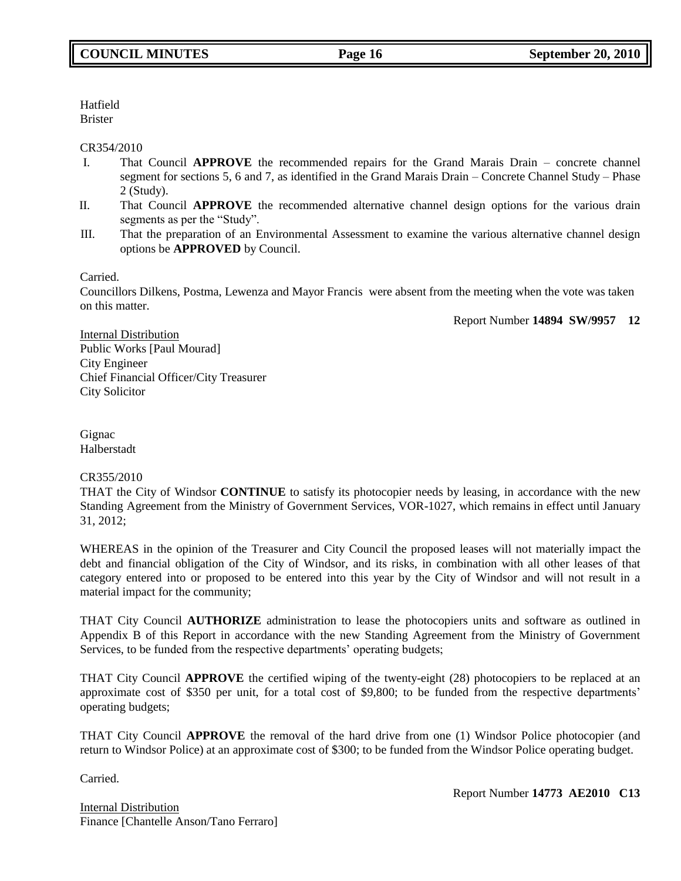Hatfield
Brister

CR354/2010

I. That Council **APPROVE** the recommended repairs for the Grand Marais Drain – concrete channel segment for sections 5, 6 and 7, as identified in the Grand Marais Drain – Concrete Channel Study – Phase 2 (Study).
II. That Council **APPROVE** the recommended alternative channel design options for the various drain segments as per the "Study".
III. That the preparation of an Environmental Assessment to examine the various alternative channel design options be **APPROVED** by Council.

Carried.
Councillors Dilkens, Postma, Lewenza and Mayor Francis were absent from the meeting when the vote was taken on this matter.

Report Number **14894 SW/9957 12**

Internal Distribution
Public Works [Paul Mourad]
City Engineer
Chief Financial Officer/City Treasurer
City Solicitor

Gignac
Halberstadt

CR355/2010
THAT the City of Windsor **CONTINUE** to satisfy its photocopier needs by leasing, in accordance with the new Standing Agreement from the Ministry of Government Services, VOR-1027, which remains in effect until January 31, 2012;

WHEREAS in the opinion of the Treasurer and City Council the proposed leases will not materially impact the debt and financial obligation of the City of Windsor, and its risks, in combination with all other leases of that category entered into or proposed to be entered into this year by the City of Windsor and will not result in a material impact for the community;

THAT City Council **AUTHORIZE** administration to lease the photocopiers units and software as outlined in Appendix B of this Report in accordance with the new Standing Agreement from the Ministry of Government Services, to be funded from the respective departments' operating budgets;

THAT City Council **APPROVE** the certified wiping of the twenty-eight (28) photocopiers to be replaced at an approximate cost of $350 per unit, for a total cost of $9,800; to be funded from the respective departments' operating budgets;

THAT City Council **APPROVE** the removal of the hard drive from one (1) Windsor Police photocopier (and return to Windsor Police) at an approximate cost of $300; to be funded from the Windsor Police operating budget.

Carried.

Report Number **14773 AE2010 C13**

Internal Distribution
Finance [Chantelle Anson/Tano Ferraro]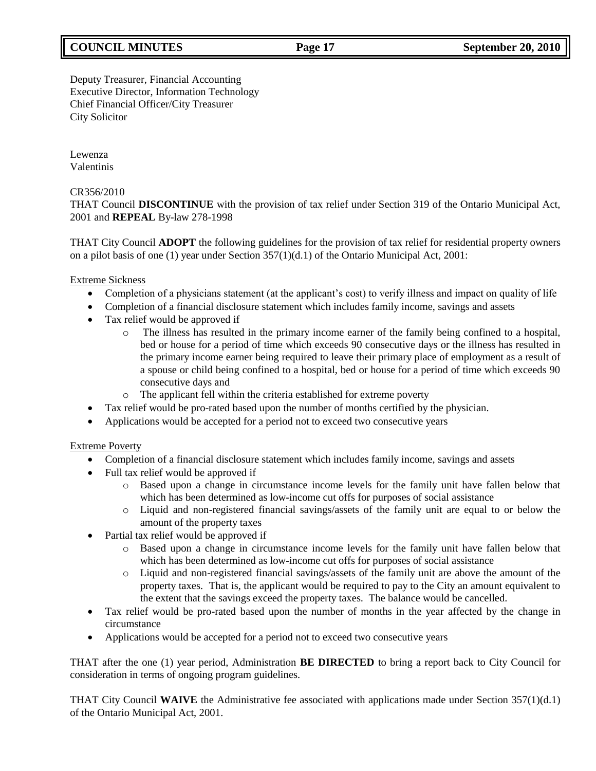Deputy Treasurer, Financial Accounting
Executive Director, Information Technology
Chief Financial Officer/City Treasurer
City Solicitor

Lewenza
Valentinis

CR356/2010
THAT Council **DISCONTINUE** with the provision of tax relief under Section 319 of the Ontario Municipal Act, 2001 and **REPEAL** By-law 278-1998

THAT City Council **ADOPT** the following guidelines for the provision of tax relief for residential property owners on a pilot basis of one (1) year under Section 357(1)(d.1) of the Ontario Municipal Act, 2001:

Extreme Sickness

- Completion of a physicians statement (at the applicant's cost) to verify illness and impact on quality of life
- Completion of a financial disclosure statement which includes family income, savings and assets
- Tax relief would be approved if
    - The illness has resulted in the primary income earner of the family being confined to a hospital, bed or house for a period of time which exceeds 90 consecutive days or the illness has resulted in the primary income earner being required to leave their primary place of employment as a result of a spouse or child being confined to a hospital, bed or house for a period of time which exceeds 90 consecutive days and
    - The applicant fell within the criteria established for extreme poverty
- Tax relief would be pro-rated based upon the number of months certified by the physician.
- Applications would be accepted for a period not to exceed two consecutive years

Extreme Poverty

- Completion of a financial disclosure statement which includes family income, savings and assets
- Full tax relief would be approved if
    - Based upon a change in circumstance income levels for the family unit have fallen below that which has been determined as low-income cut offs for purposes of social assistance
    - Liquid and non-registered financial savings/assets of the family unit are equal to or below the amount of the property taxes
- Partial tax relief would be approved if
    - Based upon a change in circumstance income levels for the family unit have fallen below that which has been determined as low-income cut offs for purposes of social assistance
    - Liquid and non-registered financial savings/assets of the family unit are above the amount of the property taxes. That is, the applicant would be required to pay to the City an amount equivalent to the extent that the savings exceed the property taxes. The balance would be cancelled.
- Tax relief would be pro-rated based upon the number of months in the year affected by the change in circumstance
- Applications would be accepted for a period not to exceed two consecutive years

THAT after the one (1) year period, Administration **BE DIRECTED** to bring a report back to City Council for consideration in terms of ongoing program guidelines.

THAT City Council **WAIVE** the Administrative fee associated with applications made under Section 357(1)(d.1) of the Ontario Municipal Act, 2001.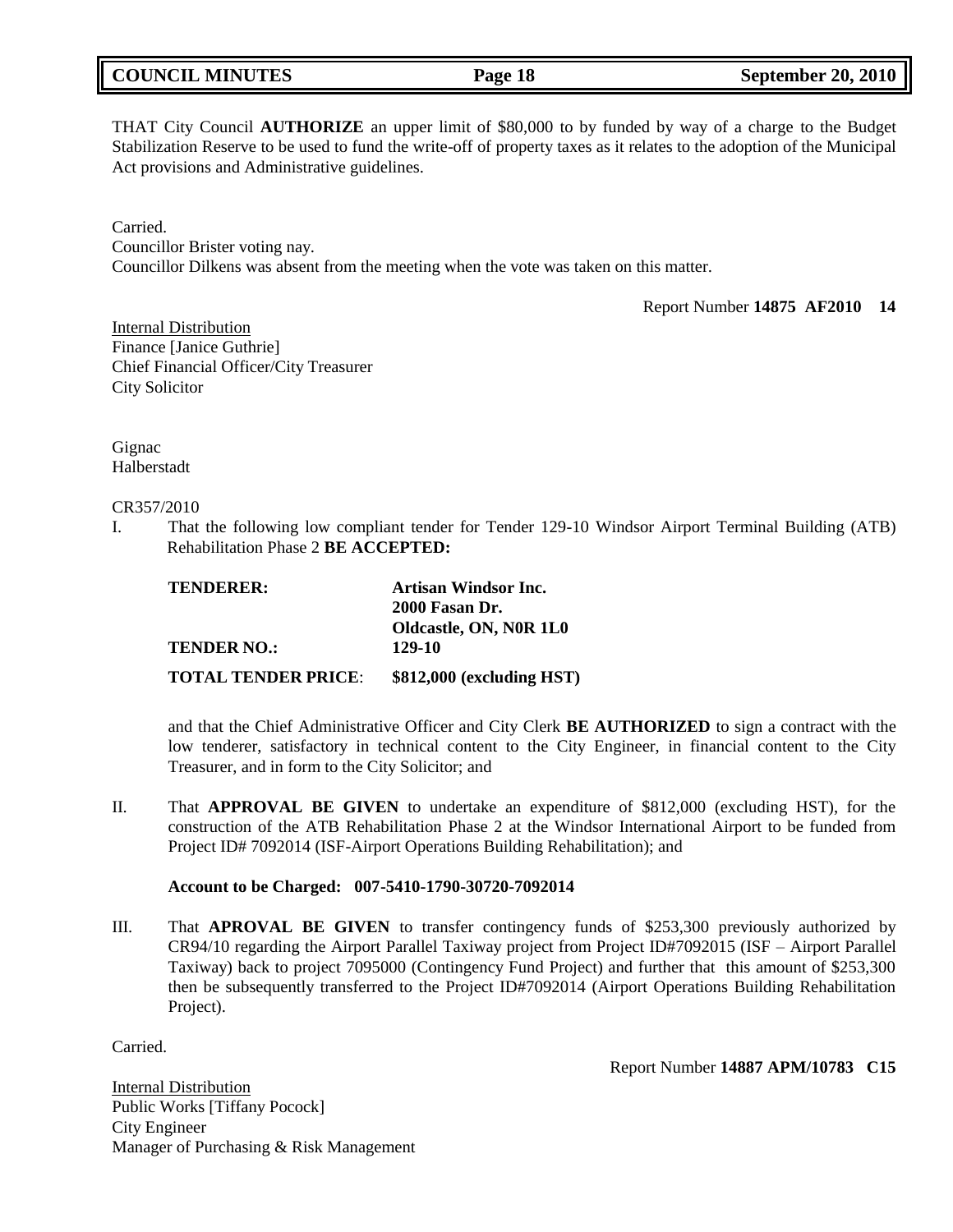THAT City Council **AUTHORIZE** an upper limit of $80,000 to by funded by way of a charge to the Budget Stabilization Reserve to be used to fund the write-off of property taxes as it relates to the adoption of the Municipal Act provisions and Administrative guidelines.

Carried.
Councillor Brister voting nay.
Councillor Dilkens was absent from the meeting when the vote was taken on this matter.

Report Number **14875 AF2010 14**

Internal Distribution
Finance [Janice Guthrie]
Chief Financial Officer/City Treasurer
City Solicitor

Gignac
Halberstadt

CR357/2010

I. That the following low compliant tender for Tender 129-10 Windsor Airport Terminal Building (ATB) Rehabilitation Phase 2 **BE ACCEPTED:**

| | |
|---|---|
| **TENDERER:** | **Artisan Windsor Inc.** |
| | **2000 Fasan Dr.** |
| | **Oldcastle, ON, N0R 1L0** |
| **TENDER NO.:** | **129-10** |
| **TOTAL TENDER PRICE**: | **$812,000 (excluding HST)** |

and that the Chief Administrative Officer and City Clerk **BE AUTHORIZED** to sign a contract with the low tenderer, satisfactory in technical content to the City Engineer, in financial content to the City Treasurer, and in form to the City Solicitor; and

II. That **APPROVAL BE GIVEN** to undertake an expenditure of $812,000 (excluding HST), for the construction of the ATB Rehabilitation Phase 2 at the Windsor International Airport to be funded from Project ID# 7092014 (ISF-Airport Operations Building Rehabilitation); and

**Account to be Charged: 007-5410-1790-30720-7092014**

III. That **APROVAL BE GIVEN** to transfer contingency funds of $253,300 previously authorized by CR94/10 regarding the Airport Parallel Taxiway project from Project ID#7092015 (ISF – Airport Parallel Taxiway) back to project 7095000 (Contingency Fund Project) and further that this amount of $253,300 then be subsequently transferred to the Project ID#7092014 (Airport Operations Building Rehabilitation Project).

Carried.

Report Number **14887 APM/10783 C15**

Internal Distribution
Public Works [Tiffany Pocock]
City Engineer
Manager of Purchasing & Risk Management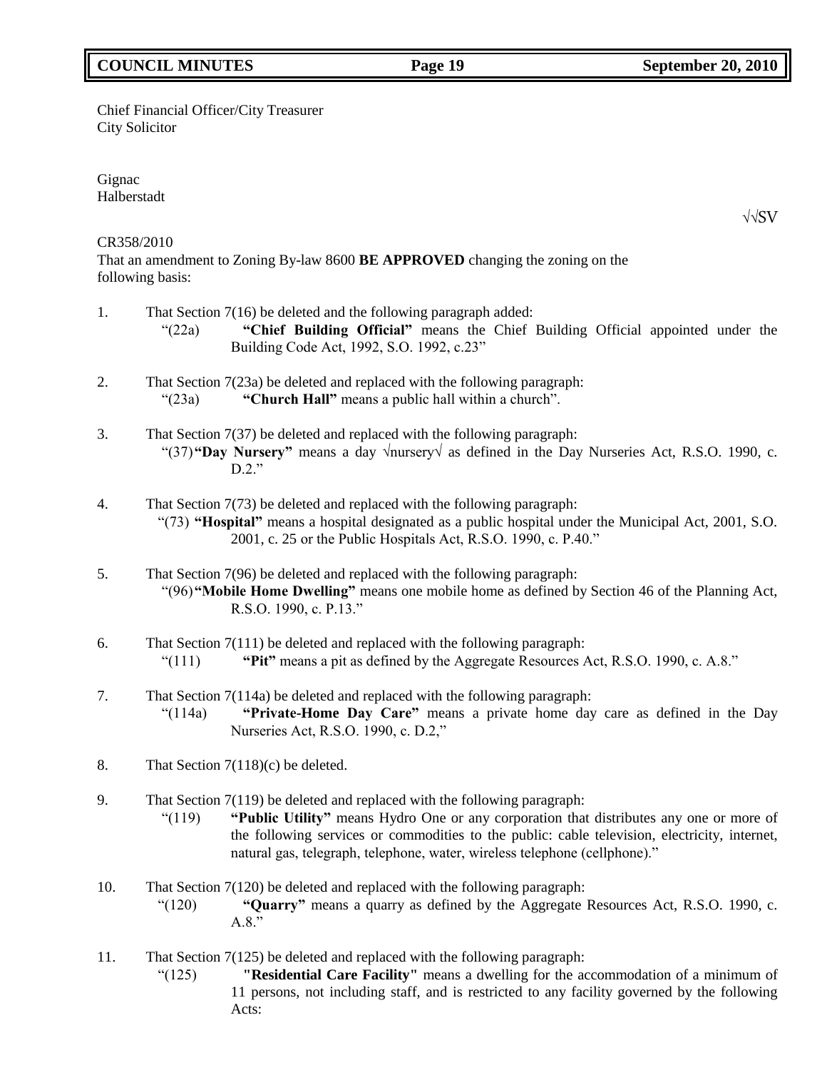Chief Financial Officer/City Treasurer
City Solicitor

Gignac
Halberstadt

√√SV

CR358/2010
That an amendment to Zoning By-law 8600 **BE APPROVED** changing the zoning on the following basis:

1. That Section 7(16) be deleted and the following paragraph added:
   "(22a) **"Chief Building Official"** means the Chief Building Official appointed under the Building Code Act, 1992, S.O. 1992, c.23"

2. That Section 7(23a) be deleted and replaced with the following paragraph:
   "(23a) **"Church Hall"** means a public hall within a church".

3. That Section 7(37) be deleted and replaced with the following paragraph:
   "(37) **"Day Nursery"** means a day √nursery√ as defined in the Day Nurseries Act, R.S.O. 1990, c. D.2."

4. That Section 7(73) be deleted and replaced with the following paragraph:
   "(73) **"Hospital"** means a hospital designated as a public hospital under the Municipal Act, 2001, S.O. 2001, c. 25 or the Public Hospitals Act, R.S.O. 1990, c. P.40."

5. That Section 7(96) be deleted and replaced with the following paragraph:
   "(96) **"Mobile Home Dwelling"** means one mobile home as defined by Section 46 of the Planning Act, R.S.O. 1990, c. P.13."

6. That Section 7(111) be deleted and replaced with the following paragraph:
   "(111) **"Pit"** means a pit as defined by the Aggregate Resources Act, R.S.O. 1990, c. A.8."

7. That Section 7(114a) be deleted and replaced with the following paragraph:
   "(114a) **"Private-Home Day Care"** means a private home day care as defined in the Day Nurseries Act, R.S.O. 1990, c. D.2,"

8. That Section 7(118)(c) be deleted.

9. That Section 7(119) be deleted and replaced with the following paragraph:
   "(119) **"Public Utility"** means Hydro One or any corporation that distributes any one or more of the following services or commodities to the public: cable television, electricity, internet, natural gas, telegraph, telephone, water, wireless telephone (cellphone)."

10. That Section 7(120) be deleted and replaced with the following paragraph:
    "(120) **"Quarry"** means a quarry as defined by the Aggregate Resources Act, R.S.O. 1990, c. A.8."

11. That Section 7(125) be deleted and replaced with the following paragraph:
    "(125) **"Residential Care Facility"** means a dwelling for the accommodation of a minimum of 11 persons, not including staff, and is restricted to any facility governed by the following Acts: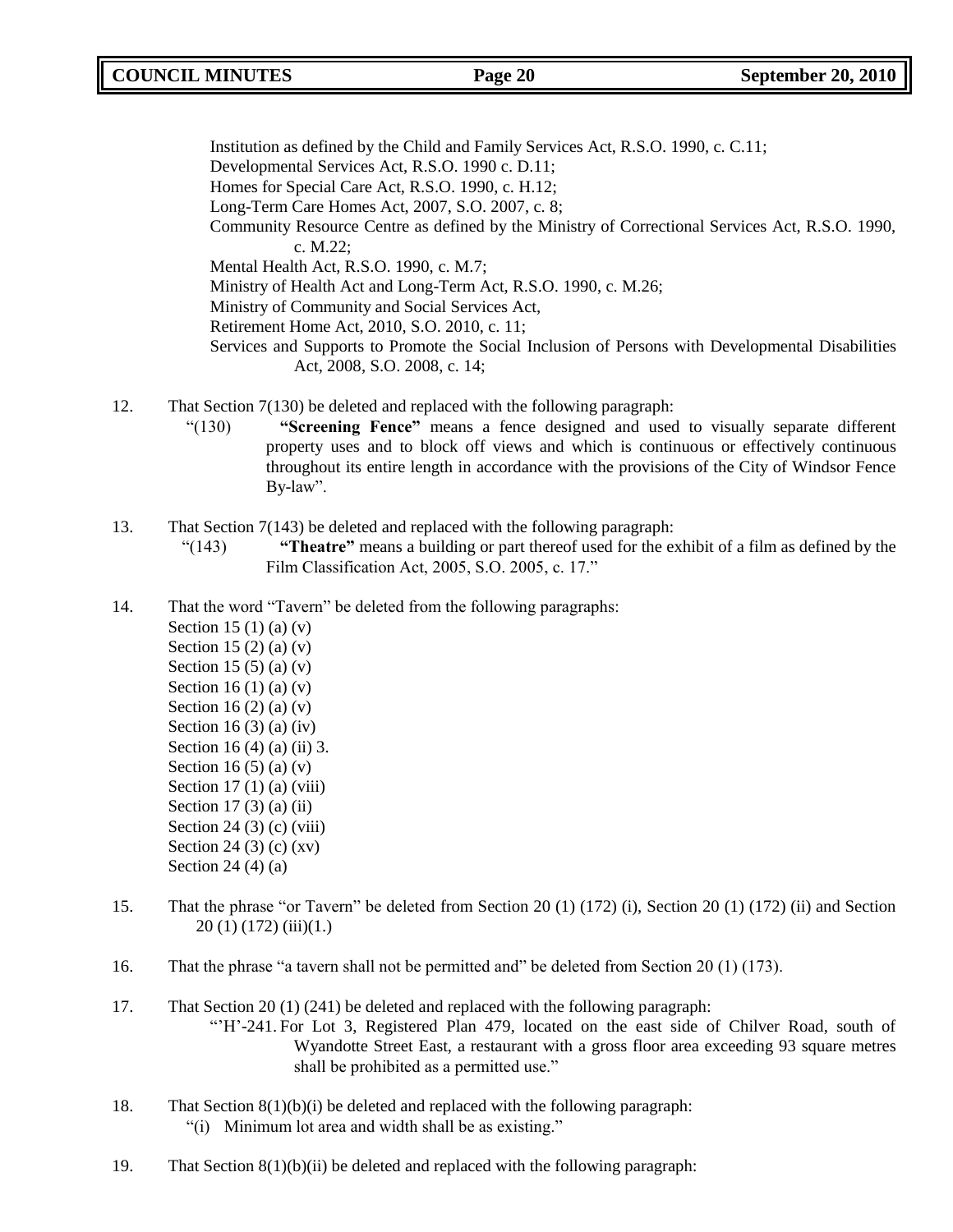Institution as defined by the Child and Family Services Act, R.S.O. 1990, c. C.11;
Developmental Services Act, R.S.O. 1990 c. D.11;
Homes for Special Care Act, R.S.O. 1990, c. H.12;
Long-Term Care Homes Act, 2007, S.O. 2007, c. 8;
Community Resource Centre as defined by the Ministry of Correctional Services Act, R.S.O. 1990, c. M.22;
Mental Health Act, R.S.O. 1990, c. M.7;
Ministry of Health Act and Long-Term Act, R.S.O. 1990, c. M.26;
Ministry of Community and Social Services Act,
Retirement Home Act, 2010, S.O. 2010, c. 11;
Services and Supports to Promote the Social Inclusion of Persons with Developmental Disabilities Act, 2008, S.O. 2008, c. 14;

12. That Section 7(130) be deleted and replaced with the following paragraph:
    "(130) **"Screening Fence"** means a fence designed and used to visually separate different property uses and to block off views and which is continuous or effectively continuous throughout its entire length in accordance with the provisions of the City of Windsor Fence By-law".

13. That Section 7(143) be deleted and replaced with the following paragraph:
    "(143) **"Theatre"** means a building or part thereof used for the exhibit of a film as defined by the Film Classification Act, 2005, S.O. 2005, c. 17."

14. That the word "Tavern" be deleted from the following paragraphs:
    Section 15 (1) (a) (v)
    Section 15 (2) (a) (v)
    Section 15 (5) (a) (v)
    Section 16 (1) (a) (v)
    Section 16 (2) (a) (v)
    Section 16 (3) (a) (iv)
    Section 16 (4) (a) (ii) 3.
    Section 16 (5) (a) (v)
    Section 17 (1) (a) (viii)
    Section 17 (3) (a) (ii)
    Section 24 (3) (c) (viii)
    Section 24 (3) (c) (xv)
    Section 24 (4) (a)

15. That the phrase "or Tavern" be deleted from Section 20 (1) (172) (i), Section 20 (1) (172) (ii) and Section 20 (1) (172) (iii)(1.)

16. That the phrase "a tavern shall not be permitted and" be deleted from Section 20 (1) (173).

17. That Section 20 (1) (241) be deleted and replaced with the following paragraph:
    "'H'-241. For Lot 3, Registered Plan 479, located on the east side of Chilver Road, south of Wyandotte Street East, a restaurant with a gross floor area exceeding 93 square metres shall be prohibited as a permitted use."

18. That Section 8(1)(b)(i) be deleted and replaced with the following paragraph:
    "(i) Minimum lot area and width shall be as existing."

19. That Section 8(1)(b)(ii) be deleted and replaced with the following paragraph: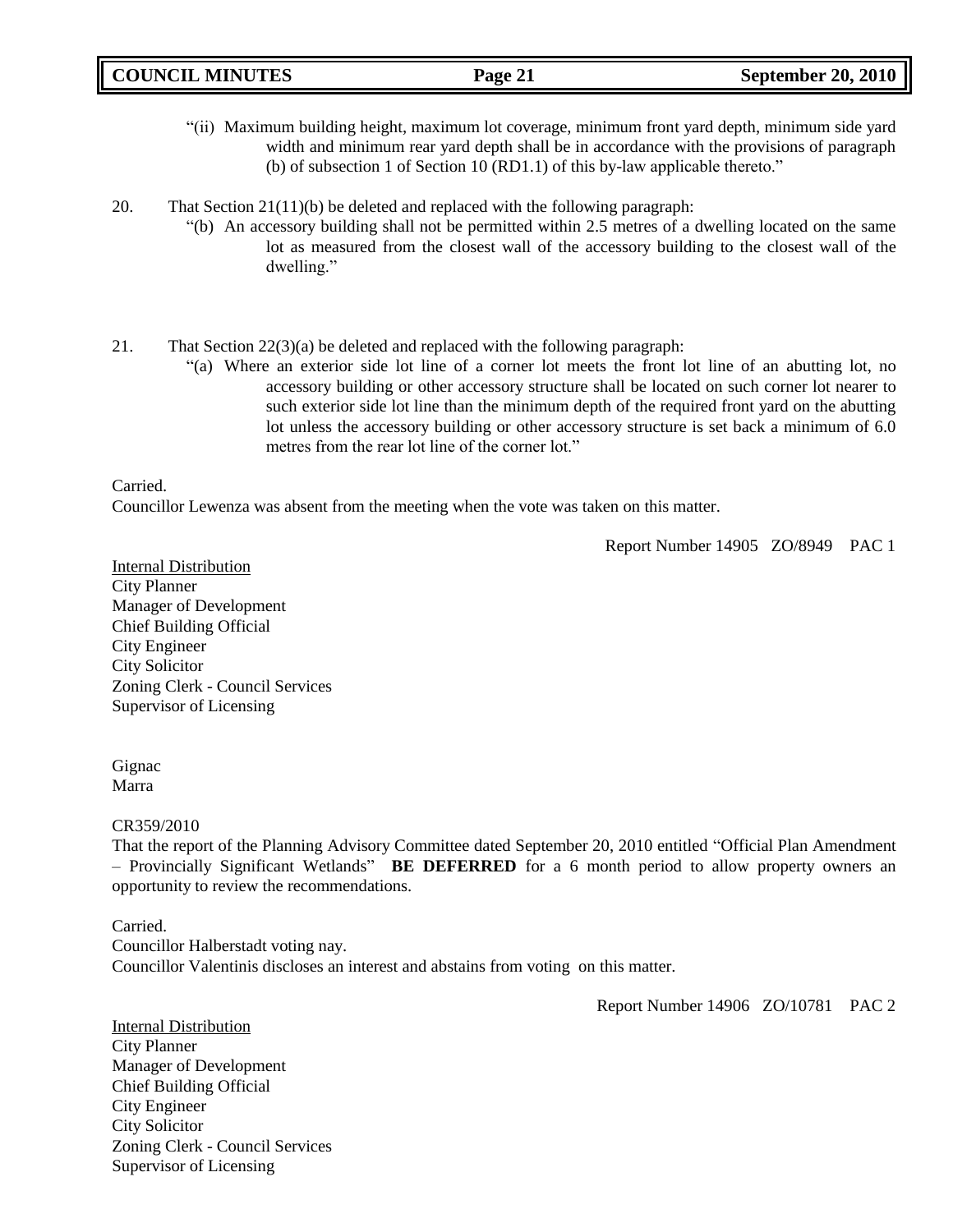"(ii) Maximum building height, maximum lot coverage, minimum front yard depth, minimum side yard width and minimum rear yard depth shall be in accordance with the provisions of paragraph (b) of subsection 1 of Section 10 (RD1.1) of this by-law applicable thereto."

20. That Section 21(11)(b) be deleted and replaced with the following paragraph:

"(b) An accessory building shall not be permitted within 2.5 metres of a dwelling located on the same lot as measured from the closest wall of the accessory building to the closest wall of the dwelling."

21. That Section 22(3)(a) be deleted and replaced with the following paragraph:

"(a) Where an exterior side lot line of a corner lot meets the front lot line of an abutting lot, no accessory building or other accessory structure shall be located on such corner lot nearer to such exterior side lot line than the minimum depth of the required front yard on the abutting lot unless the accessory building or other accessory structure is set back a minimum of 6.0 metres from the rear lot line of the corner lot."

Carried.
Councillor Lewenza was absent from the meeting when the vote was taken on this matter.

Report Number 14905 ZO/8949 PAC 1

Internal Distribution
City Planner
Manager of Development
Chief Building Official
City Engineer
City Solicitor
Zoning Clerk - Council Services
Supervisor of Licensing

Gignac
Marra

CR359/2010
That the report of the Planning Advisory Committee dated September 20, 2010 entitled "Official Plan Amendment – Provincially Significant Wetlands" **BE DEFERRED** for a 6 month period to allow property owners an opportunity to review the recommendations.

Carried.
Councillor Halberstadt voting nay.
Councillor Valentinis discloses an interest and abstains from voting on this matter.

Report Number 14906 ZO/10781 PAC 2

Internal Distribution
City Planner
Manager of Development
Chief Building Official
City Engineer
City Solicitor
Zoning Clerk - Council Services
Supervisor of Licensing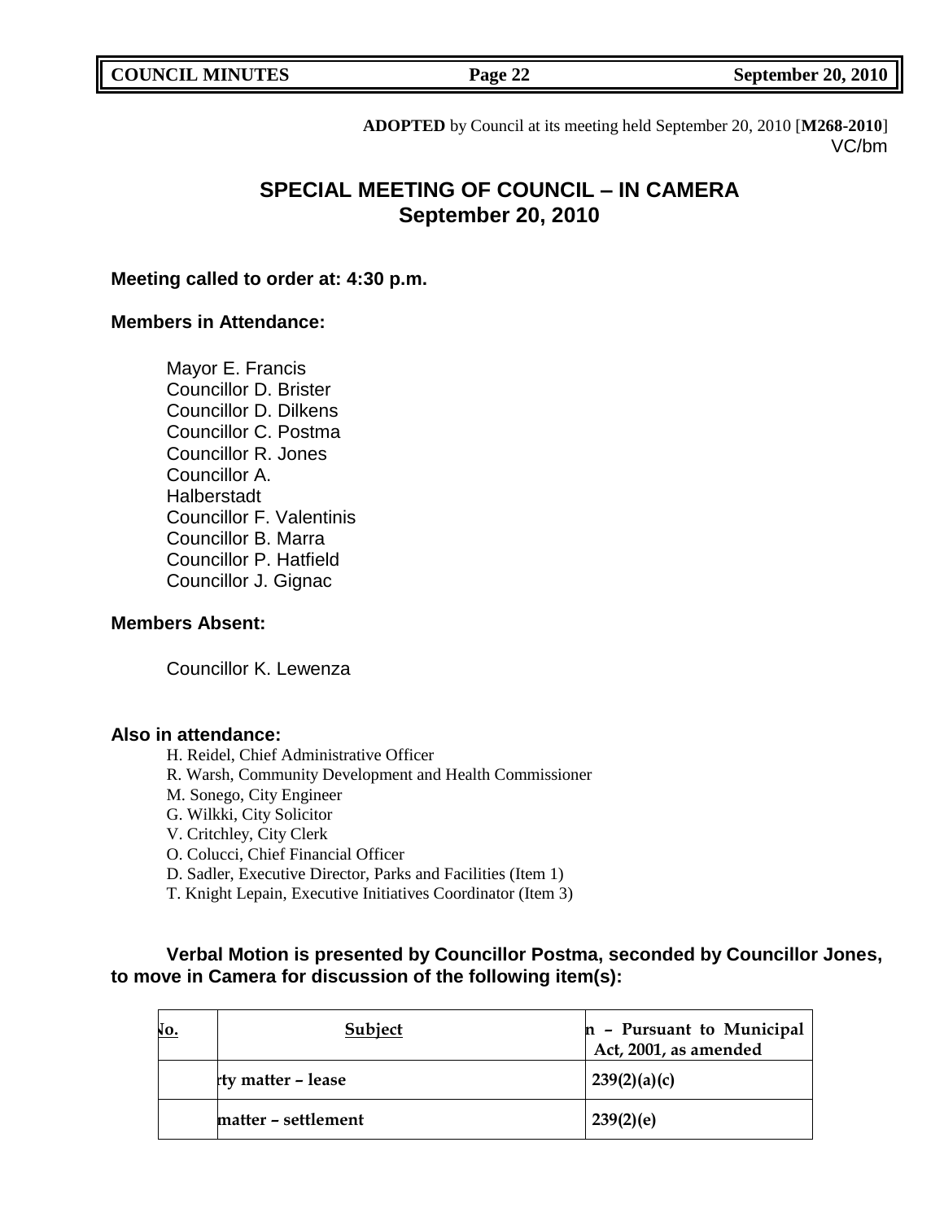**ADOPTED** by Council at its meeting held September 20, 2010 [**M268-2010**]
VC/bm

# SPECIAL MEETING OF COUNCIL – IN CAMERA
## September 20, 2010

**Meeting called to order at: 4:30 p.m.**

**Members in Attendance:**

Mayor E. Francis
Councillor D. Brister
Councillor D. Dilkens
Councillor C. Postma
Councillor R. Jones
Councillor A. Halberstadt
Councillor F. Valentinis
Councillor B. Marra
Councillor P. Hatfield
Councillor J. Gignac

**Members Absent:**

Councillor K. Lewenza

**Also in attendance:**

H. Reidel, Chief Administrative Officer
R. Warsh, Community Development and Health Commissioner
M. Sonego, City Engineer
G. Wilkki, City Solicitor
V. Critchley, City Clerk
O. Colucci, Chief Financial Officer
D. Sadler, Executive Director, Parks and Facilities (Item 1)
T. Knight Lepain, Executive Initiatives Coordinator (Item 3)

**Verbal Motion is presented by Councillor Postma, seconded by Councillor Jones, to move in Camera for discussion of the following item(s):**

| **No.** | **Subject** | **n – Pursuant to Municipal Act, 2001, as amended** |
|---|---|---|
| | **rty matter – lease** | **239(2)(a)(c)** |
| | **matter – settlement** | **239(2)(e)** |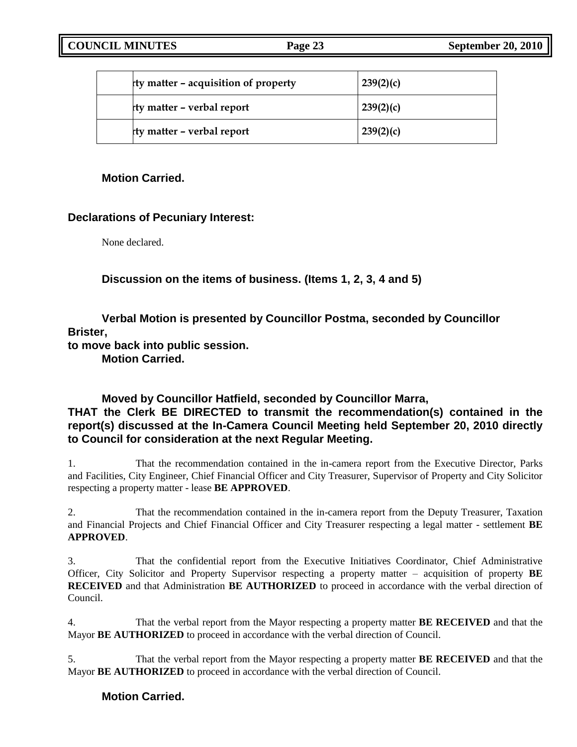| | rty matter – acquisition of property | 239(2)(c) |
|---|---|---|
| | rty matter – verbal report | 239(2)(c) |
| | rty matter – verbal report | 239(2)(c) |

**Motion Carried.**

**Declarations of Pecuniary Interest:**

None declared.

**Discussion on the items of business. (Items 1, 2, 3, 4 and 5)**

**Verbal Motion is presented by Councillor Postma, seconded by Councillor Brister,**
**to move back into public session.**
**Motion Carried.**

**Moved by Councillor Hatfield, seconded by Councillor Marra,**
**THAT the Clerk BE DIRECTED to transmit the recommendation(s) contained in the report(s) discussed at the In-Camera Council Meeting held September 20, 2010 directly to Council for consideration at the next Regular Meeting.**

1. That the recommendation contained in the in-camera report from the Executive Director, Parks and Facilities, City Engineer, Chief Financial Officer and City Treasurer, Supervisor of Property and City Solicitor respecting a property matter - lease **BE APPROVED**.

2. That the recommendation contained in the in-camera report from the Deputy Treasurer, Taxation and Financial Projects and Chief Financial Officer and City Treasurer respecting a legal matter - settlement **BE APPROVED**.

3. That the confidential report from the Executive Initiatives Coordinator, Chief Administrative Officer, City Solicitor and Property Supervisor respecting a property matter – acquisition of property **BE RECEIVED** and that Administration **BE AUTHORIZED** to proceed in accordance with the verbal direction of Council.

4. That the verbal report from the Mayor respecting a property matter **BE RECEIVED** and that the Mayor **BE AUTHORIZED** to proceed in accordance with the verbal direction of Council.

5. That the verbal report from the Mayor respecting a property matter **BE RECEIVED** and that the Mayor **BE AUTHORIZED** to proceed in accordance with the verbal direction of Council.

**Motion Carried.**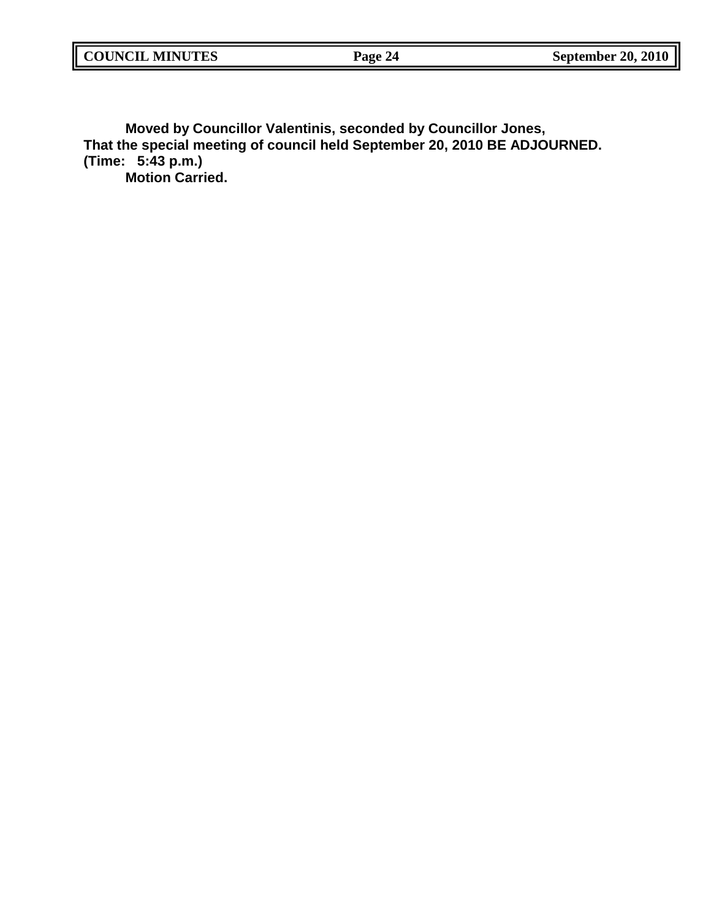**Moved by Councillor Valentinis, seconded by Councillor Jones,**
**That the special meeting of council held September 20, 2010 BE ADJOURNED.**
**(Time: 5:43 p.m.)**
**Motion Carried.**